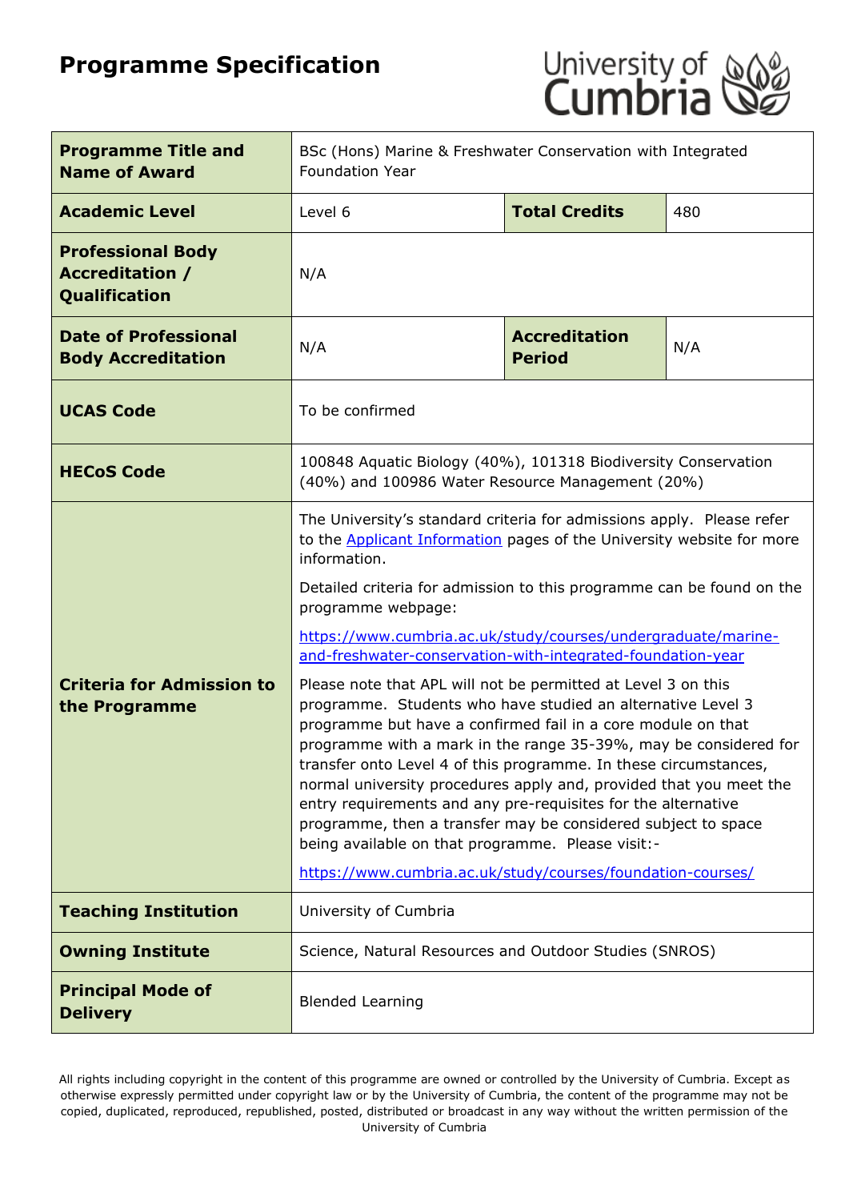# Programme Specification

| Programme Title and Name of Award | BSc (Hons) Marine & Freshwater Conservation with Integrated Foundation Year | | |
|---|---|---|---|
| **Academic Level** | Level 6 | **Total Credits** | 480 |
| **Professional Body Accreditation / Qualification** | N/A | | |
| **Date of Professional Body Accreditation** | N/A | **Accreditation Period** | N/A |
| **UCAS Code** | To be confirmed | | |
| **HECoS Code** | 100848 Aquatic Biology (40%), 101318 Biodiversity Conservation (40%) and 100986 Water Resource Management (20%) | | |
| **Criteria for Admission to the Programme** | The University's standard criteria for admissions apply. Please refer to the [Applicant Information](#) pages of the University website for more information.<br><br>Detailed criteria for admission to this programme can be found on the programme webpage:<br><br>https://www.cumbria.ac.uk/study/courses/undergraduate/marine-and-freshwater-conservation-with-integrated-foundation-year<br><br>Please note that APL will not be permitted at Level 3 on this programme. Students who have studied an alternative Level 3 programme but have a confirmed fail in a core module on that programme with a mark in the range 35-39%, may be considered for transfer onto Level 4 of this programme. In these circumstances, normal university procedures apply and, provided that you meet the entry requirements and any pre-requisites for the alternative programme, then a transfer may be considered subject to space being available on that programme. Please visit:-<br><br>https://www.cumbria.ac.uk/study/courses/foundation-courses/ | | |
| **Teaching Institution** | University of Cumbria | | |
| **Owning Institute** | Science, Natural Resources and Outdoor Studies (SNROS) | | |
| **Principal Mode of Delivery** | Blended Learning | | |

All rights including copyright in the content of this programme are owned or controlled by the University of Cumbria. Except as otherwise expressly permitted under copyright law or by the University of Cumbria, the content of the programme may not be copied, duplicated, reproduced, republished, posted, distributed or broadcast in any way without the written permission of the University of Cumbria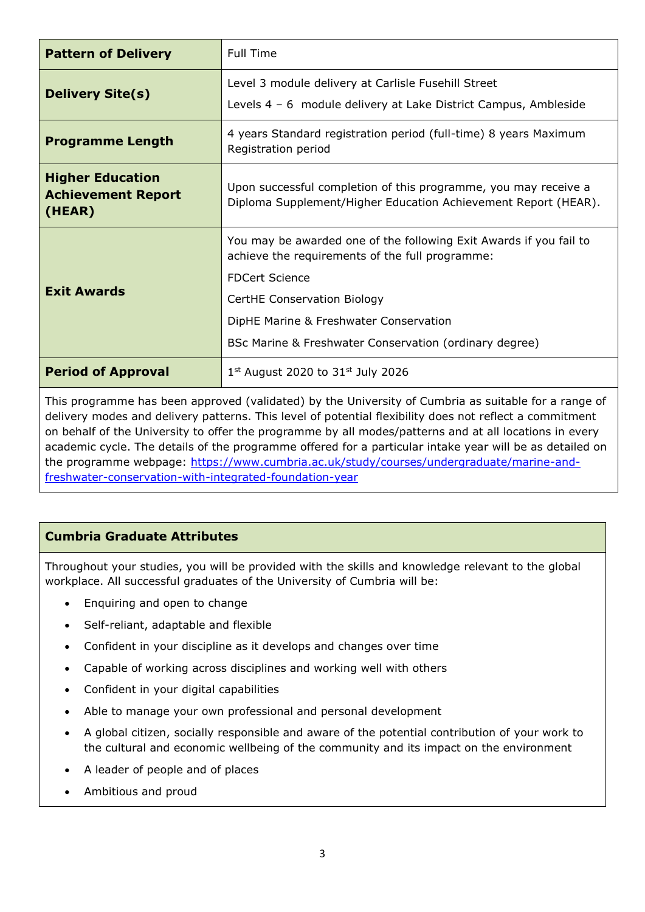| | |
|---|---|
| **Pattern of Delivery** | Full Time |
| **Delivery Site(s)** | Level 3 module delivery at Carlisle Fusehill Street<br><br>Levels 4 – 6 module delivery at Lake District Campus, Ambleside |
| **Programme Length** | 4 years Standard registration period (full-time) 8 years Maximum Registration period |
| **Higher Education Achievement Report (HEAR)** | Upon successful completion of this programme, you may receive a Diploma Supplement/Higher Education Achievement Report (HEAR). |
| **Exit Awards** | You may be awarded one of the following Exit Awards if you fail to achieve the requirements of the full programme:<br><br>FDCert Science<br><br>CertHE Conservation Biology<br><br>DipHE Marine & Freshwater Conservation<br><br>BSc Marine & Freshwater Conservation (ordinary degree) |
| **Period of Approval** | 1st August 2020 to 31st July 2026 |

This programme has been approved (validated) by the University of Cumbria as suitable for a range of delivery modes and delivery patterns. This level of potential flexibility does not reflect a commitment on behalf of the University to offer the programme by all modes/patterns and at all locations in every academic cycle. The details of the programme offered for a particular intake year will be as detailed on the programme webpage: [https://www.cumbria.ac.uk/study/courses/undergraduate/marine-and-freshwater-conservation-with-integrated-foundation-year](https://www.cumbria.ac.uk/study/courses/undergraduate/marine-and-freshwater-conservation-with-integrated-foundation-year)

## Cumbria Graduate Attributes

Throughout your studies, you will be provided with the skills and knowledge relevant to the global workplace. All successful graduates of the University of Cumbria will be:

- Enquiring and open to change
- Self-reliant, adaptable and flexible
- Confident in your discipline as it develops and changes over time
- Capable of working across disciplines and working well with others
- Confident in your digital capabilities
- Able to manage your own professional and personal development
- A global citizen, socially responsible and aware of the potential contribution of your work to the cultural and economic wellbeing of the community and its impact on the environment
- A leader of people and of places
- Ambitious and proud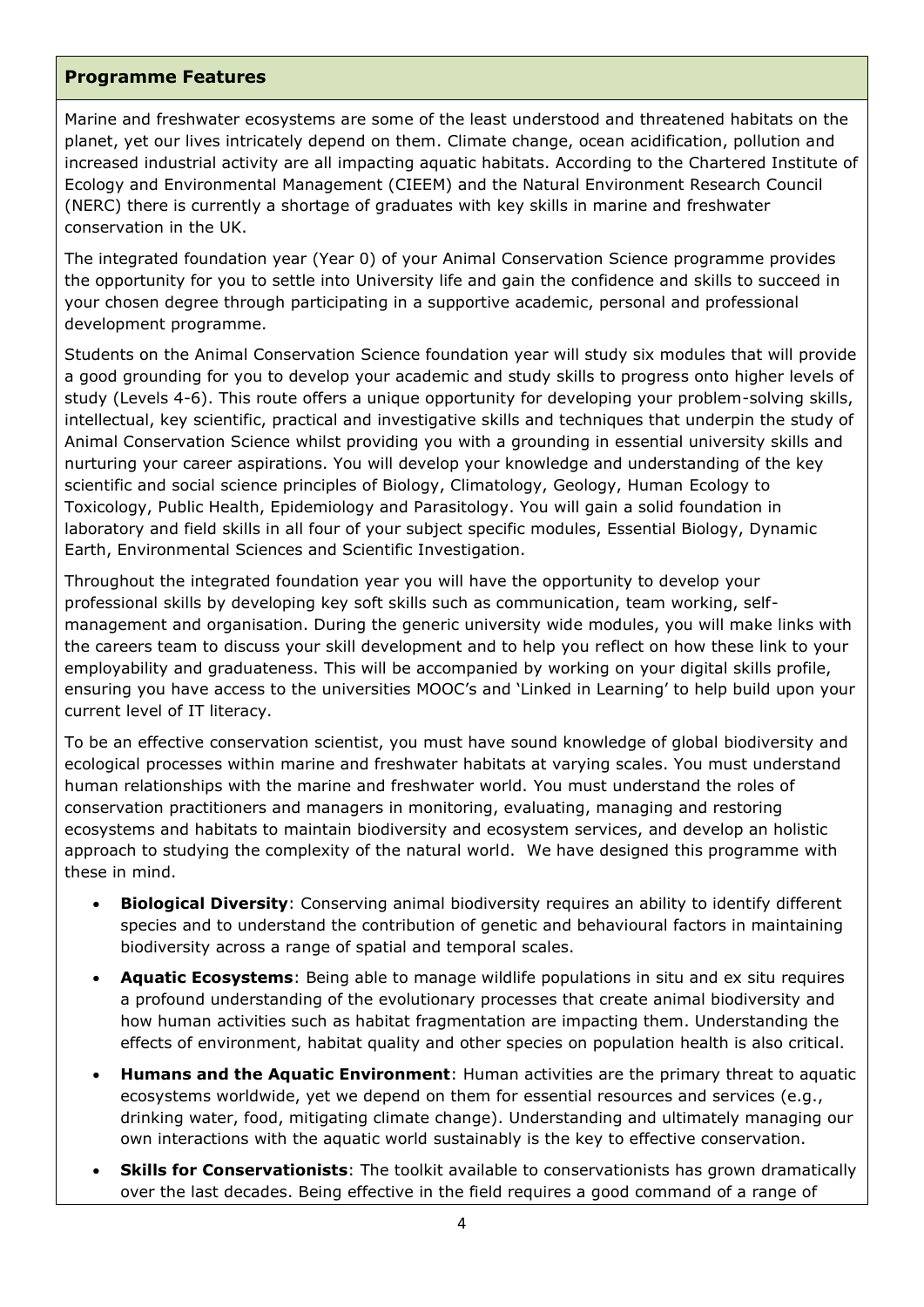## Programme Features

Marine and freshwater ecosystems are some of the least understood and threatened habitats on the planet, yet our lives intricately depend on them. Climate change, ocean acidification, pollution and increased industrial activity are all impacting aquatic habitats. According to the Chartered Institute of Ecology and Environmental Management (CIEEM) and the Natural Environment Research Council (NERC) there is currently a shortage of graduates with key skills in marine and freshwater conservation in the UK.

The integrated foundation year (Year 0) of your Animal Conservation Science programme provides the opportunity for you to settle into University life and gain the confidence and skills to succeed in your chosen degree through participating in a supportive academic, personal and professional development programme.

Students on the Animal Conservation Science foundation year will study six modules that will provide a good grounding for you to develop your academic and study skills to progress onto higher levels of study (Levels 4-6). This route offers a unique opportunity for developing your problem-solving skills, intellectual, key scientific, practical and investigative skills and techniques that underpin the study of Animal Conservation Science whilst providing you with a grounding in essential university skills and nurturing your career aspirations. You will develop your knowledge and understanding of the key scientific and social science principles of Biology, Climatology, Geology, Human Ecology to Toxicology, Public Health, Epidemiology and Parasitology. You will gain a solid foundation in laboratory and field skills in all four of your subject specific modules, Essential Biology, Dynamic Earth, Environmental Sciences and Scientific Investigation.

Throughout the integrated foundation year you will have the opportunity to develop your professional skills by developing key soft skills such as communication, team working, self-management and organisation. During the generic university wide modules, you will make links with the careers team to discuss your skill development and to help you reflect on how these link to your employability and graduateness. This will be accompanied by working on your digital skills profile, ensuring you have access to the universities MOOC's and 'Linked in Learning' to help build upon your current level of IT literacy.

To be an effective conservation scientist, you must have sound knowledge of global biodiversity and ecological processes within marine and freshwater habitats at varying scales. You must understand human relationships with the marine and freshwater world. You must understand the roles of conservation practitioners and managers in monitoring, evaluating, managing and restoring ecosystems and habitats to maintain biodiversity and ecosystem services, and develop an holistic approach to studying the complexity of the natural world. We have designed this programme with these in mind.

- **Biological Diversity**: Conserving animal biodiversity requires an ability to identify different species and to understand the contribution of genetic and behavioural factors in maintaining biodiversity across a range of spatial and temporal scales.
- **Aquatic Ecosystems**: Being able to manage wildlife populations in situ and ex situ requires a profound understanding of the evolutionary processes that create animal biodiversity and how human activities such as habitat fragmentation are impacting them. Understanding the effects of environment, habitat quality and other species on population health is also critical.
- **Humans and the Aquatic Environment**: Human activities are the primary threat to aquatic ecosystems worldwide, yet we depend on them for essential resources and services (e.g., drinking water, food, mitigating climate change). Understanding and ultimately managing our own interactions with the aquatic world sustainably is the key to effective conservation.
- **Skills for Conservationists**: The toolkit available to conservationists has grown dramatically over the last decades. Being effective in the field requires a good command of a range of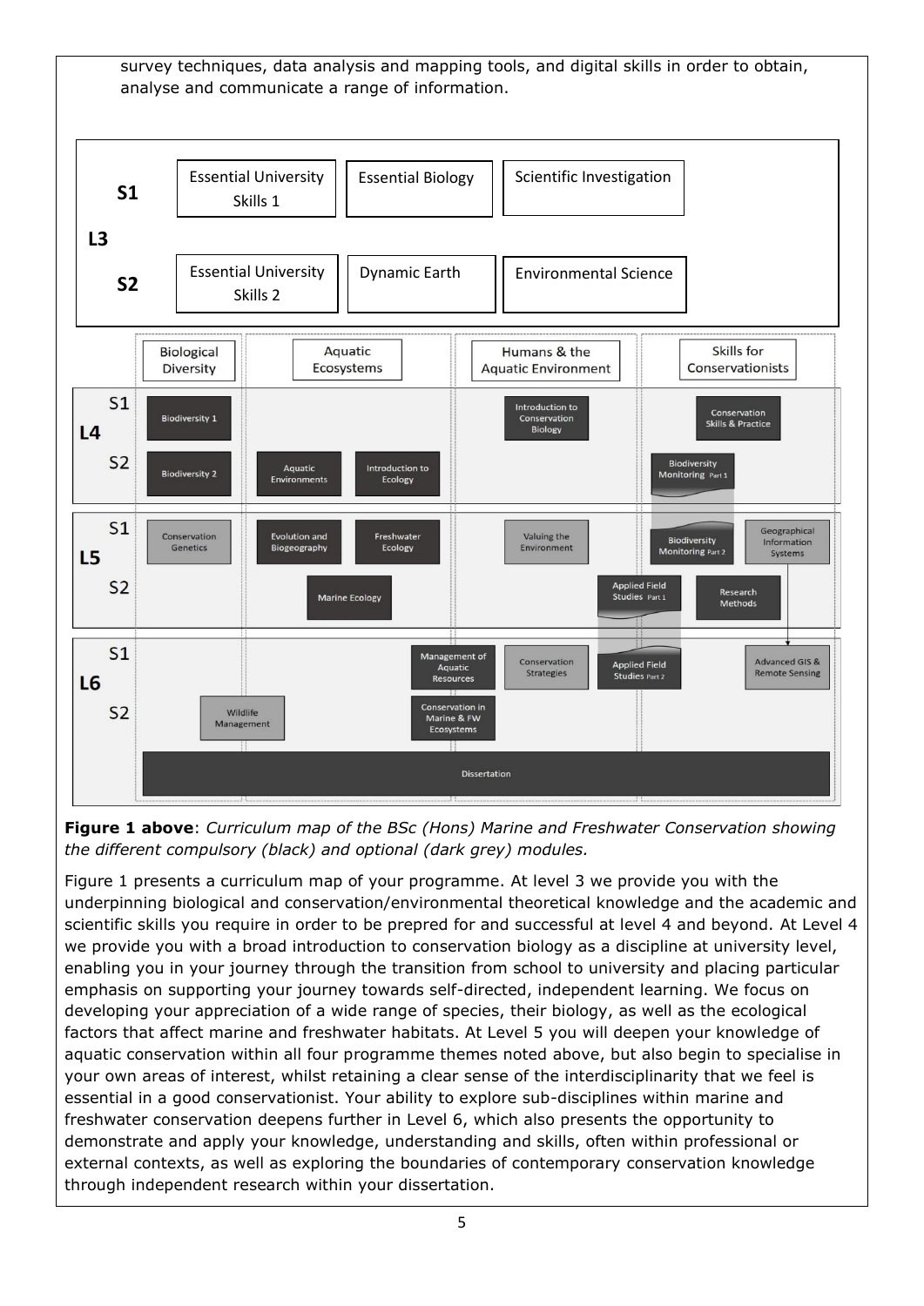survey techniques, data analysis and mapping tools, and digital skills in order to obtain, analyse and communicate a range of information.

| | | | | |
|---|---|---|---|---|
| **L3** | **S1** | Essential University Skills 1 | Essential Biology | Scientific Investigation |
| | **S2** | Essential University Skills 2 | Dynamic Earth | Environmental Science |

| | | Biological Diversity | Aquatic Ecosystems | Humans & the Aquatic Environment | Skills for Conservationists |
|---|---|---|---|---|---|
| **L4** | S1 | Biodiversity 1 | | Introduction to Conservation Biology | Conservation Skills & Practice |
| | S2 | Biodiversity 2 | Aquatic Environments; Introduction to Ecology | | Biodiversity Monitoring Part 1 |
| **L5** | S1 | Conservation Genetics | Evolution and Biogeography; Freshwater Ecology | Valuing the Environment | Biodiversity Monitoring Part 2; Geographical Information Systems |
| | S2 | | Marine Ecology | | Applied Field Studies Part 1; Research Methods |
| **L6** | S1 | | Management of Aquatic Resources | Conservation Strategies | Applied Field Studies Part 2; Advanced GIS & Remote Sensing |
| | S2 | Wildlife Management | Conservation in Marine & FW Ecosystems | | |
| | | Dissertation | | | |

**Figure 1 above**: *Curriculum map of the BSc (Hons) Marine and Freshwater Conservation showing the different compulsory (black) and optional (dark grey) modules.*

Figure 1 presents a curriculum map of your programme. At level 3 we provide you with the underpinning biological and conservation/environmental theoretical knowledge and the academic and scientific skills you require in order to be prepred for and successful at level 4 and beyond. At Level 4 we provide you with a broad introduction to conservation biology as a discipline at university level, enabling you in your journey through the transition from school to university and placing particular emphasis on supporting your journey towards self-directed, independent learning. We focus on developing your appreciation of a wide range of species, their biology, as well as the ecological factors that affect marine and freshwater habitats. At Level 5 you will deepen your knowledge of aquatic conservation within all four programme themes noted above, but also begin to specialise in your own areas of interest, whilst retaining a clear sense of the interdisciplinarity that we feel is essential in a good conservationist. Your ability to explore sub-disciplines within marine and freshwater conservation deepens further in Level 6, which also presents the opportunity to demonstrate and apply your knowledge, understanding and skills, often within professional or external contexts, as well as exploring the boundaries of contemporary conservation knowledge through independent research within your dissertation.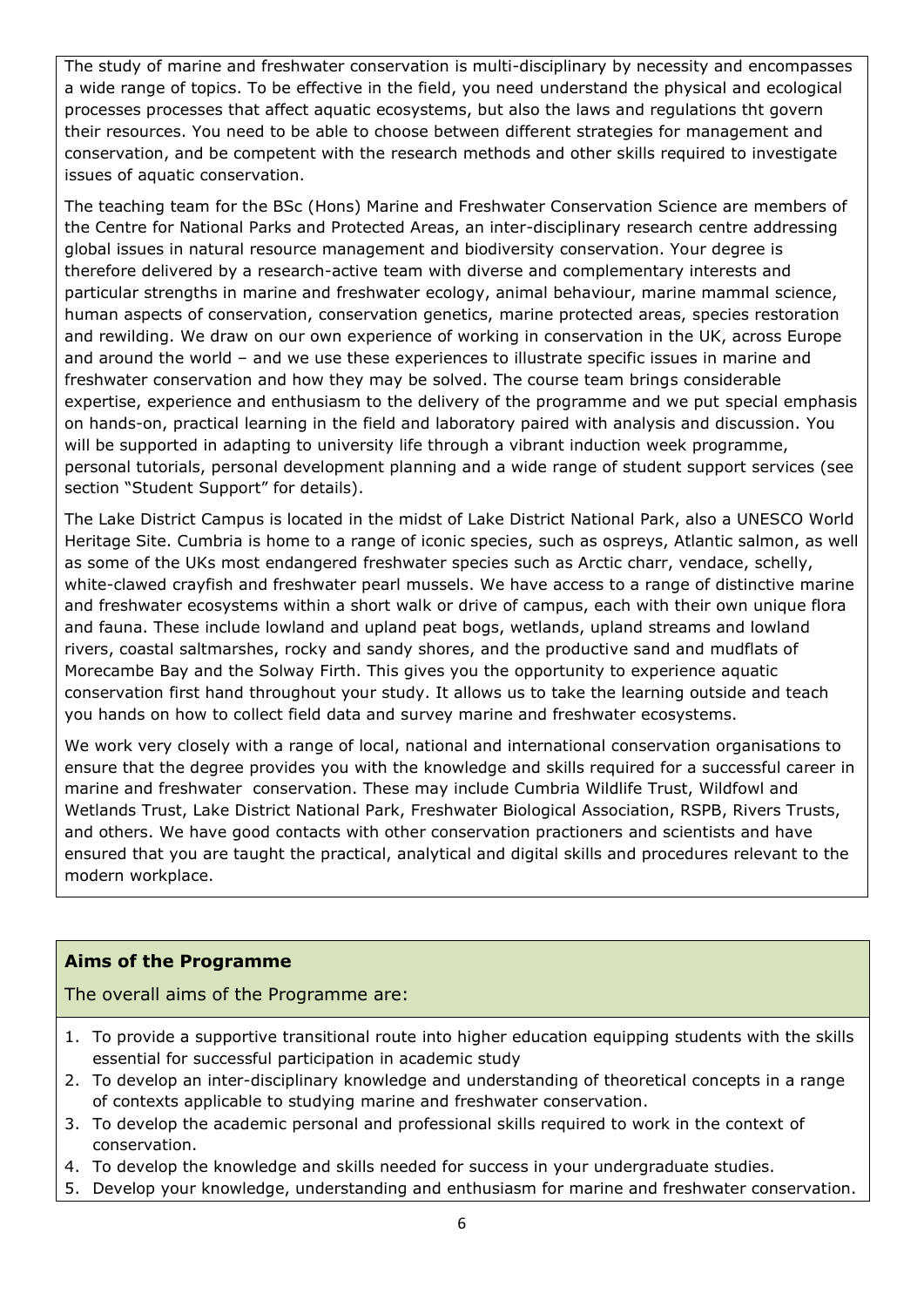The study of marine and freshwater conservation is multi-disciplinary by necessity and encompasses a wide range of topics. To be effective in the field, you need understand the physical and ecological processes processes that affect aquatic ecosystems, but also the laws and regulations tht govern their resources. You need to be able to choose between different strategies for management and conservation, and be competent with the research methods and other skills required to investigate issues of aquatic conservation.

The teaching team for the BSc (Hons) Marine and Freshwater Conservation Science are members of the Centre for National Parks and Protected Areas, an inter-disciplinary research centre addressing global issues in natural resource management and biodiversity conservation. Your degree is therefore delivered by a research-active team with diverse and complementary interests and particular strengths in marine and freshwater ecology, animal behaviour, marine mammal science, human aspects of conservation, conservation genetics, marine protected areas, species restoration and rewilding. We draw on our own experience of working in conservation in the UK, across Europe and around the world – and we use these experiences to illustrate specific issues in marine and freshwater conservation and how they may be solved. The course team brings considerable expertise, experience and enthusiasm to the delivery of the programme and we put special emphasis on hands-on, practical learning in the field and laboratory paired with analysis and discussion. You will be supported in adapting to university life through a vibrant induction week programme, personal tutorials, personal development planning and a wide range of student support services (see section "Student Support" for details).

The Lake District Campus is located in the midst of Lake District National Park, also a UNESCO World Heritage Site. Cumbria is home to a range of iconic species, such as ospreys, Atlantic salmon, as well as some of the UKs most endangered freshwater species such as Arctic charr, vendace, schelly, white-clawed crayfish and freshwater pearl mussels. We have access to a range of distinctive marine and freshwater ecosystems within a short walk or drive of campus, each with their own unique flora and fauna. These include lowland and upland peat bogs, wetlands, upland streams and lowland rivers, coastal saltmarshes, rocky and sandy shores, and the productive sand and mudflats of Morecambe Bay and the Solway Firth. This gives you the opportunity to experience aquatic conservation first hand throughout your study. It allows us to take the learning outside and teach you hands on how to collect field data and survey marine and freshwater ecosystems.

We work very closely with a range of local, national and international conservation organisations to ensure that the degree provides you with the knowledge and skills required for a successful career in marine and freshwater conservation. These may include Cumbria Wildlife Trust, Wildfowl and Wetlands Trust, Lake District National Park, Freshwater Biological Association, RSPB, Rivers Trusts, and others. We have good contacts with other conservation practioners and scientists and have ensured that you are taught the practical, analytical and digital skills and procedures relevant to the modern workplace.

## Aims of the Programme

The overall aims of the Programme are:

1. To provide a supportive transitional route into higher education equipping students with the skills essential for successful participation in academic study
2. To develop an inter-disciplinary knowledge and understanding of theoretical concepts in a range of contexts applicable to studying marine and freshwater conservation.
3. To develop the academic personal and professional skills required to work in the context of conservation.
4. To develop the knowledge and skills needed for success in your undergraduate studies.
5. Develop your knowledge, understanding and enthusiasm for marine and freshwater conservation.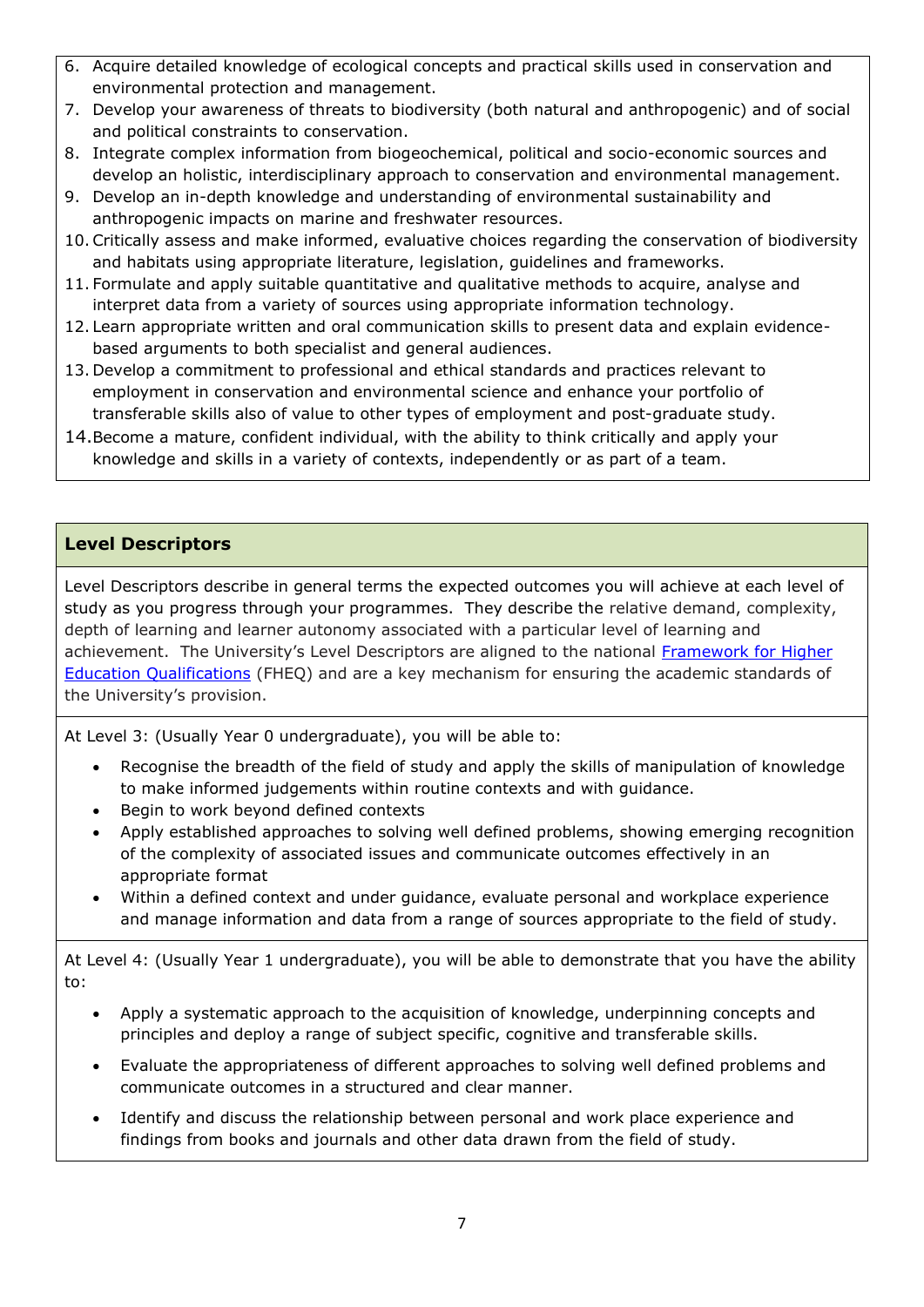6. Acquire detailed knowledge of ecological concepts and practical skills used in conservation and environmental protection and management.
7. Develop your awareness of threats to biodiversity (both natural and anthropogenic) and of social and political constraints to conservation.
8. Integrate complex information from biogeochemical, political and socio-economic sources and develop an holistic, interdisciplinary approach to conservation and environmental management.
9. Develop an in-depth knowledge and understanding of environmental sustainability and anthropogenic impacts on marine and freshwater resources.
10. Critically assess and make informed, evaluative choices regarding the conservation of biodiversity and habitats using appropriate literature, legislation, guidelines and frameworks.
11. Formulate and apply suitable quantitative and qualitative methods to acquire, analyse and interpret data from a variety of sources using appropriate information technology.
12. Learn appropriate written and oral communication skills to present data and explain evidence-based arguments to both specialist and general audiences.
13. Develop a commitment to professional and ethical standards and practices relevant to employment in conservation and environmental science and enhance your portfolio of transferable skills also of value to other types of employment and post-graduate study.
14. Become a mature, confident individual, with the ability to think critically and apply your knowledge and skills in a variety of contexts, independently or as part of a team.

## Level Descriptors

Level Descriptors describe in general terms the expected outcomes you will achieve at each level of study as you progress through your programmes. They describe the relative demand, complexity, depth of learning and learner autonomy associated with a particular level of learning and achievement. The University's Level Descriptors are aligned to the national [Framework for Higher Education Qualifications](#) (FHEQ) and are a key mechanism for ensuring the academic standards of the University's provision.

At Level 3: (Usually Year 0 undergraduate), you will be able to:

- Recognise the breadth of the field of study and apply the skills of manipulation of knowledge to make informed judgements within routine contexts and with guidance.
- Begin to work beyond defined contexts
- Apply established approaches to solving well defined problems, showing emerging recognition of the complexity of associated issues and communicate outcomes effectively in an appropriate format
- Within a defined context and under guidance, evaluate personal and workplace experience and manage information and data from a range of sources appropriate to the field of study.

At Level 4: (Usually Year 1 undergraduate), you will be able to demonstrate that you have the ability to:

- Apply a systematic approach to the acquisition of knowledge, underpinning concepts and principles and deploy a range of subject specific, cognitive and transferable skills.
- Evaluate the appropriateness of different approaches to solving well defined problems and communicate outcomes in a structured and clear manner.
- Identify and discuss the relationship between personal and work place experience and findings from books and journals and other data drawn from the field of study.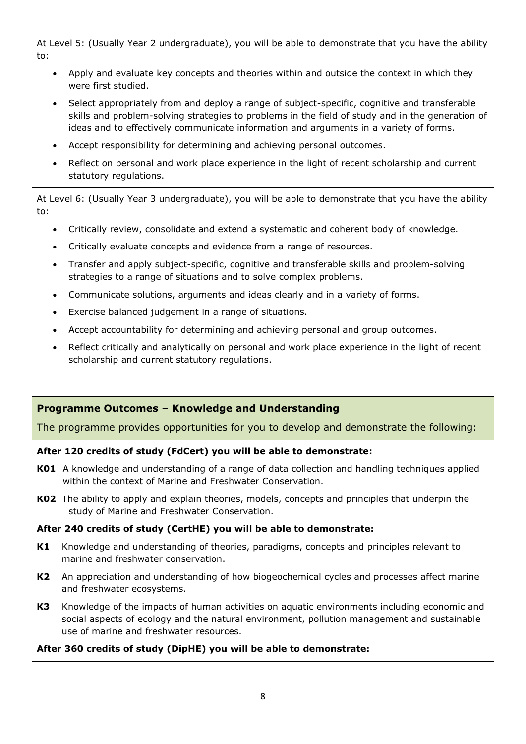At Level 5: (Usually Year 2 undergraduate), you will be able to demonstrate that you have the ability to:

- Apply and evaluate key concepts and theories within and outside the context in which they were first studied.
- Select appropriately from and deploy a range of subject-specific, cognitive and transferable skills and problem-solving strategies to problems in the field of study and in the generation of ideas and to effectively communicate information and arguments in a variety of forms.
- Accept responsibility for determining and achieving personal outcomes.
- Reflect on personal and work place experience in the light of recent scholarship and current statutory regulations.

At Level 6: (Usually Year 3 undergraduate), you will be able to demonstrate that you have the ability to:

- Critically review, consolidate and extend a systematic and coherent body of knowledge.
- Critically evaluate concepts and evidence from a range of resources.
- Transfer and apply subject-specific, cognitive and transferable skills and problem-solving strategies to a range of situations and to solve complex problems.
- Communicate solutions, arguments and ideas clearly and in a variety of forms.
- Exercise balanced judgement in a range of situations.
- Accept accountability for determining and achieving personal and group outcomes.
- Reflect critically and analytically on personal and work place experience in the light of recent scholarship and current statutory regulations.

## Programme Outcomes – Knowledge and Understanding

The programme provides opportunities for you to develop and demonstrate the following:

**After 120 credits of study (FdCert) you will be able to demonstrate:**

**K01** A knowledge and understanding of a range of data collection and handling techniques applied within the context of Marine and Freshwater Conservation.

**K02** The ability to apply and explain theories, models, concepts and principles that underpin the study of Marine and Freshwater Conservation.

**After 240 credits of study (CertHE) you will be able to demonstrate:**

**K1** Knowledge and understanding of theories, paradigms, concepts and principles relevant to marine and freshwater conservation.

**K2** An appreciation and understanding of how biogeochemical cycles and processes affect marine and freshwater ecosystems.

**K3** Knowledge of the impacts of human activities on aquatic environments including economic and social aspects of ecology and the natural environment, pollution management and sustainable use of marine and freshwater resources.

**After 360 credits of study (DipHE) you will be able to demonstrate:**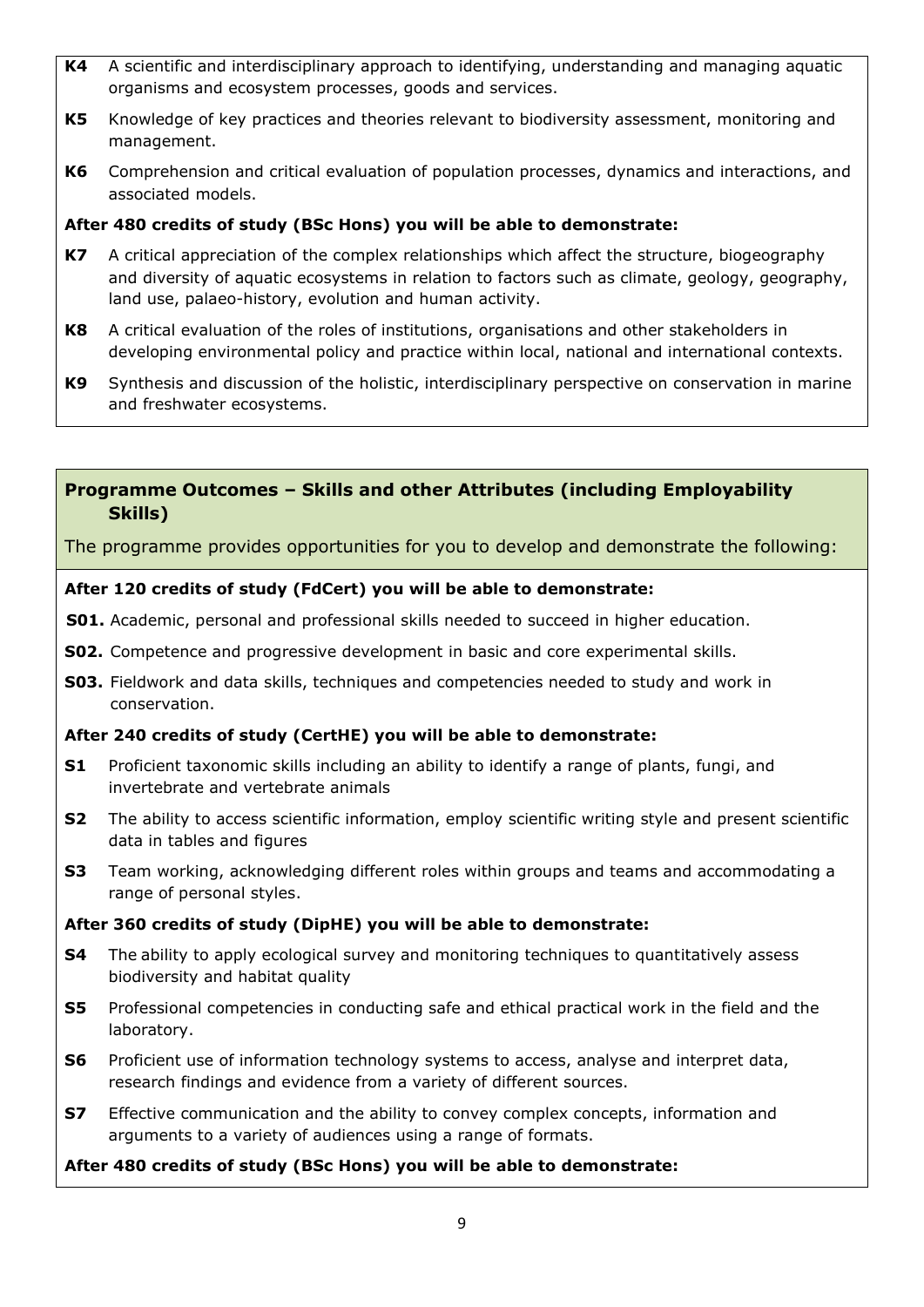**K4** A scientific and interdisciplinary approach to identifying, understanding and managing aquatic organisms and ecosystem processes, goods and services.

**K5** Knowledge of key practices and theories relevant to biodiversity assessment, monitoring and management.

**K6** Comprehension and critical evaluation of population processes, dynamics and interactions, and associated models.

**After 480 credits of study (BSc Hons) you will be able to demonstrate:**

**K7** A critical appreciation of the complex relationships which affect the structure, biogeography and diversity of aquatic ecosystems in relation to factors such as climate, geology, geography, land use, palaeo-history, evolution and human activity.

**K8** A critical evaluation of the roles of institutions, organisations and other stakeholders in developing environmental policy and practice within local, national and international contexts.

**K9** Synthesis and discussion of the holistic, interdisciplinary perspective on conservation in marine and freshwater ecosystems.

## Programme Outcomes – Skills and other Attributes (including Employability Skills)

The programme provides opportunities for you to develop and demonstrate the following:

**After 120 credits of study (FdCert) you will be able to demonstrate:**

**S01.** Academic, personal and professional skills needed to succeed in higher education.

**S02.** Competence and progressive development in basic and core experimental skills.

**S03.** Fieldwork and data skills, techniques and competencies needed to study and work in conservation.

**After 240 credits of study (CertHE) you will be able to demonstrate:**

**S1** Proficient taxonomic skills including an ability to identify a range of plants, fungi, and invertebrate and vertebrate animals

**S2** The ability to access scientific information, employ scientific writing style and present scientific data in tables and figures

**S3** Team working, acknowledging different roles within groups and teams and accommodating a range of personal styles.

**After 360 credits of study (DipHE) you will be able to demonstrate:**

**S4** The ability to apply ecological survey and monitoring techniques to quantitatively assess biodiversity and habitat quality

**S5** Professional competencies in conducting safe and ethical practical work in the field and the laboratory.

**S6** Proficient use of information technology systems to access, analyse and interpret data, research findings and evidence from a variety of different sources.

**S7** Effective communication and the ability to convey complex concepts, information and arguments to a variety of audiences using a range of formats.

**After 480 credits of study (BSc Hons) you will be able to demonstrate:**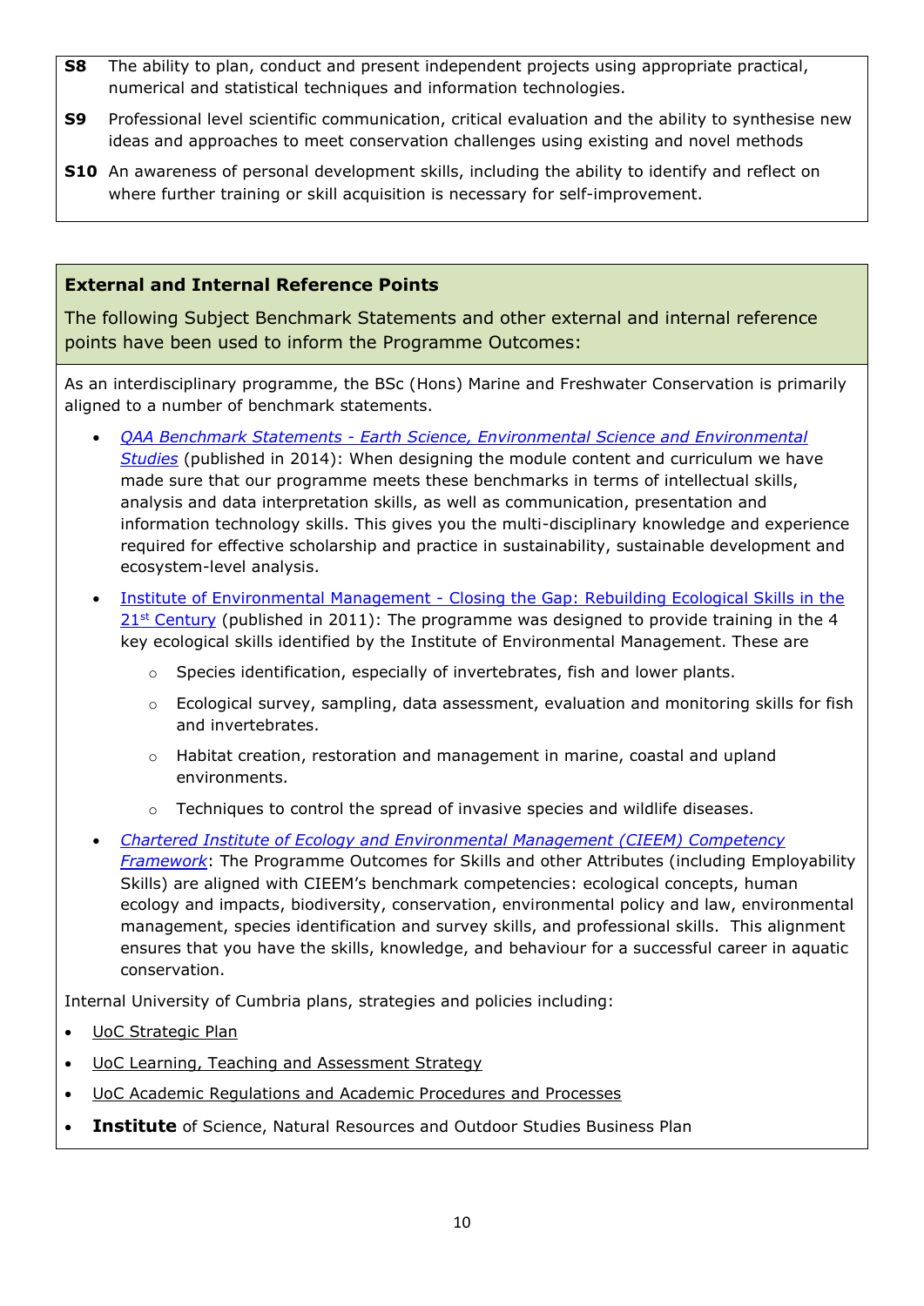**S8** The ability to plan, conduct and present independent projects using appropriate practical, numerical and statistical techniques and information technologies.

**S9** Professional level scientific communication, critical evaluation and the ability to synthesise new ideas and approaches to meet conservation challenges using existing and novel methods

**S10** An awareness of personal development skills, including the ability to identify and reflect on where further training or skill acquisition is necessary for self-improvement.

## External and Internal Reference Points

The following Subject Benchmark Statements and other external and internal reference points have been used to inform the Programme Outcomes:

As an interdisciplinary programme, the BSc (Hons) Marine and Freshwater Conservation is primarily aligned to a number of benchmark statements.

- *QAA Benchmark Statements - Earth Science, Environmental Science and Environmental Studies* (published in 2014): When designing the module content and curriculum we have made sure that our programme meets these benchmarks in terms of intellectual skills, analysis and data interpretation skills, as well as communication, presentation and information technology skills. This gives you the multi-disciplinary knowledge and experience required for effective scholarship and practice in sustainability, sustainable development and ecosystem-level analysis.
- Institute of Environmental Management - Closing the Gap: Rebuilding Ecological Skills in the 21st Century (published in 2011): The programme was designed to provide training in the 4 key ecological skills identified by the Institute of Environmental Management. These are
  - Species identification, especially of invertebrates, fish and lower plants.
  - Ecological survey, sampling, data assessment, evaluation and monitoring skills for fish and invertebrates.
  - Habitat creation, restoration and management in marine, coastal and upland environments.
  - Techniques to control the spread of invasive species and wildlife diseases.
- *Chartered Institute of Ecology and Environmental Management (CIEEM) Competency Framework*: The Programme Outcomes for Skills and other Attributes (including Employability Skills) are aligned with CIEEM's benchmark competencies: ecological concepts, human ecology and impacts, biodiversity, conservation, environmental policy and law, environmental management, species identification and survey skills, and professional skills. This alignment ensures that you have the skills, knowledge, and behaviour for a successful career in aquatic conservation.

Internal University of Cumbria plans, strategies and policies including:

- UoC Strategic Plan
- UoC Learning, Teaching and Assessment Strategy
- UoC Academic Regulations and Academic Procedures and Processes
- **Institute** of Science, Natural Resources and Outdoor Studies Business Plan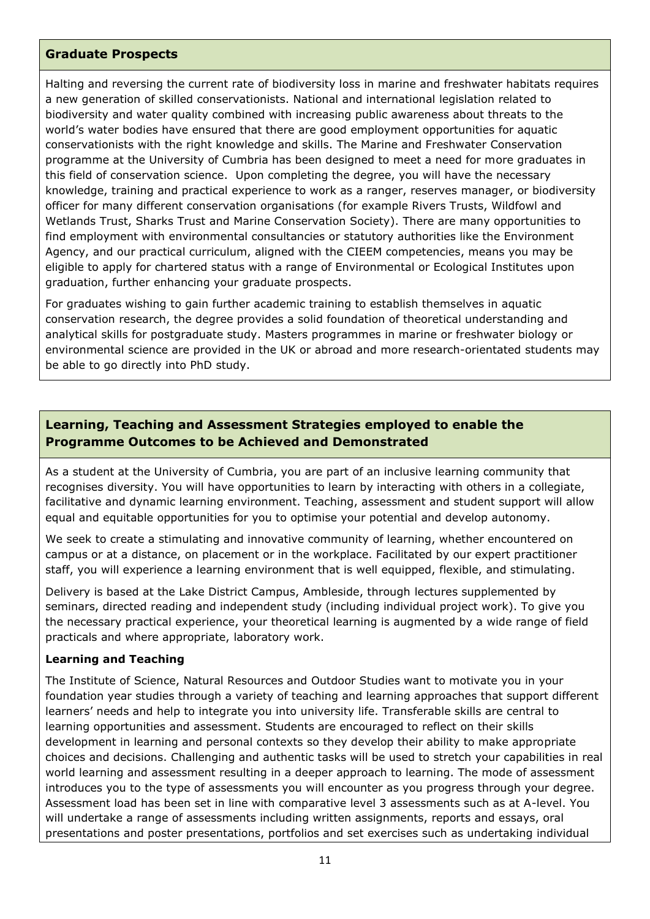## Graduate Prospects

Halting and reversing the current rate of biodiversity loss in marine and freshwater habitats requires a new generation of skilled conservationists. National and international legislation related to biodiversity and water quality combined with increasing public awareness about threats to the world's water bodies have ensured that there are good employment opportunities for aquatic conservationists with the right knowledge and skills. The Marine and Freshwater Conservation programme at the University of Cumbria has been designed to meet a need for more graduates in this field of conservation science. Upon completing the degree, you will have the necessary knowledge, training and practical experience to work as a ranger, reserves manager, or biodiversity officer for many different conservation organisations (for example Rivers Trusts, Wildfowl and Wetlands Trust, Sharks Trust and Marine Conservation Society). There are many opportunities to find employment with environmental consultancies or statutory authorities like the Environment Agency, and our practical curriculum, aligned with the CIEEM competencies, means you may be eligible to apply for chartered status with a range of Environmental or Ecological Institutes upon graduation, further enhancing your graduate prospects.

For graduates wishing to gain further academic training to establish themselves in aquatic conservation research, the degree provides a solid foundation of theoretical understanding and analytical skills for postgraduate study. Masters programmes in marine or freshwater biology or environmental science are provided in the UK or abroad and more research-orientated students may be able to go directly into PhD study.

## Learning, Teaching and Assessment Strategies employed to enable the Programme Outcomes to be Achieved and Demonstrated

As a student at the University of Cumbria, you are part of an inclusive learning community that recognises diversity. You will have opportunities to learn by interacting with others in a collegiate, facilitative and dynamic learning environment. Teaching, assessment and student support will allow equal and equitable opportunities for you to optimise your potential and develop autonomy.

We seek to create a stimulating and innovative community of learning, whether encountered on campus or at a distance, on placement or in the workplace. Facilitated by our expert practitioner staff, you will experience a learning environment that is well equipped, flexible, and stimulating.

Delivery is based at the Lake District Campus, Ambleside, through lectures supplemented by seminars, directed reading and independent study (including individual project work). To give you the necessary practical experience, your theoretical learning is augmented by a wide range of field practicals and where appropriate, laboratory work.

### Learning and Teaching

The Institute of Science, Natural Resources and Outdoor Studies want to motivate you in your foundation year studies through a variety of teaching and learning approaches that support different learners' needs and help to integrate you into university life. Transferable skills are central to learning opportunities and assessment. Students are encouraged to reflect on their skills development in learning and personal contexts so they develop their ability to make appropriate choices and decisions. Challenging and authentic tasks will be used to stretch your capabilities in real world learning and assessment resulting in a deeper approach to learning. The mode of assessment introduces you to the type of assessments you will encounter as you progress through your degree. Assessment load has been set in line with comparative level 3 assessments such as at A-level. You will undertake a range of assessments including written assignments, reports and essays, oral presentations and poster presentations, portfolios and set exercises such as undertaking individual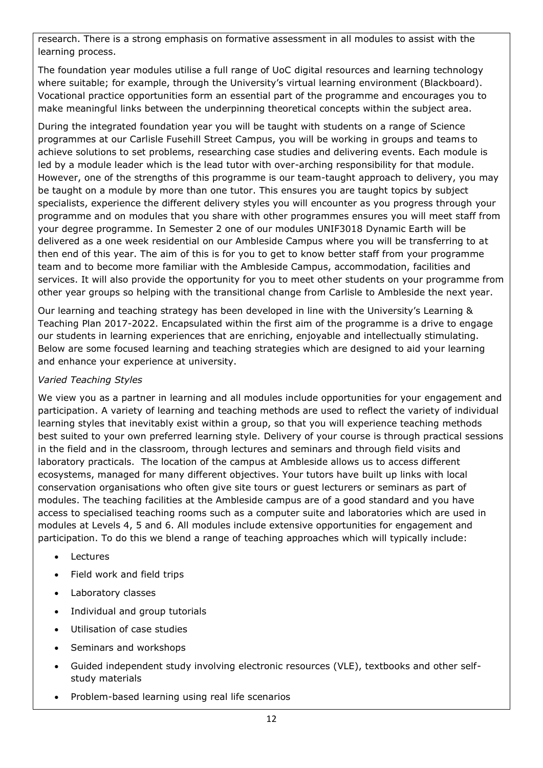research. There is a strong emphasis on formative assessment in all modules to assist with the learning process.

The foundation year modules utilise a full range of UoC digital resources and learning technology where suitable; for example, through the University's virtual learning environment (Blackboard). Vocational practice opportunities form an essential part of the programme and encourages you to make meaningful links between the underpinning theoretical concepts within the subject area.

During the integrated foundation year you will be taught with students on a range of Science programmes at our Carlisle Fusehill Street Campus, you will be working in groups and teams to achieve solutions to set problems, researching case studies and delivering events. Each module is led by a module leader which is the lead tutor with over-arching responsibility for that module. However, one of the strengths of this programme is our team-taught approach to delivery, you may be taught on a module by more than one tutor. This ensures you are taught topics by subject specialists, experience the different delivery styles you will encounter as you progress through your programme and on modules that you share with other programmes ensures you will meet staff from your degree programme. In Semester 2 one of our modules UNIF3018 Dynamic Earth will be delivered as a one week residential on our Ambleside Campus where you will be transferring to at then end of this year. The aim of this is for you to get to know better staff from your programme team and to become more familiar with the Ambleside Campus, accommodation, facilities and services. It will also provide the opportunity for you to meet other students on your programme from other year groups so helping with the transitional change from Carlisle to Ambleside the next year.

Our learning and teaching strategy has been developed in line with the University's Learning & Teaching Plan 2017-2022. Encapsulated within the first aim of the programme is a drive to engage our students in learning experiences that are enriching, enjoyable and intellectually stimulating. Below are some focused learning and teaching strategies which are designed to aid your learning and enhance your experience at university.

*Varied Teaching Styles*

We view you as a partner in learning and all modules include opportunities for your engagement and participation. A variety of learning and teaching methods are used to reflect the variety of individual learning styles that inevitably exist within a group, so that you will experience teaching methods best suited to your own preferred learning style. Delivery of your course is through practical sessions in the field and in the classroom, through lectures and seminars and through field visits and laboratory practicals. The location of the campus at Ambleside allows us to access different ecosystems, managed for many different objectives. Your tutors have built up links with local conservation organisations who often give site tours or guest lecturers or seminars as part of modules. The teaching facilities at the Ambleside campus are of a good standard and you have access to specialised teaching rooms such as a computer suite and laboratories which are used in modules at Levels 4, 5 and 6. All modules include extensive opportunities for engagement and participation. To do this we blend a range of teaching approaches which will typically include:

- Lectures
- Field work and field trips
- Laboratory classes
- Individual and group tutorials
- Utilisation of case studies
- Seminars and workshops
- Guided independent study involving electronic resources (VLE), textbooks and other self-study materials
- Problem-based learning using real life scenarios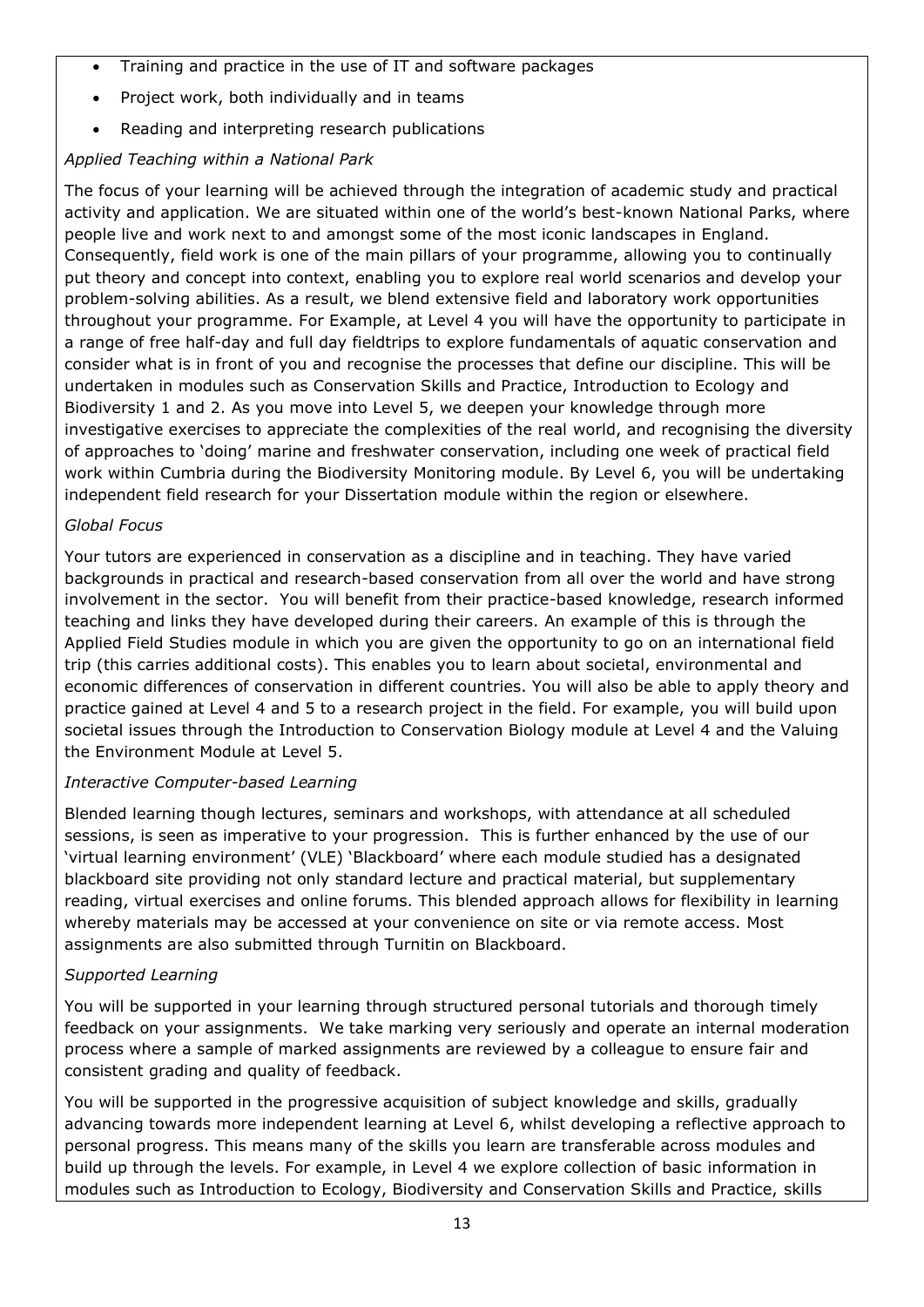- Training and practice in the use of IT and software packages
- Project work, both individually and in teams
- Reading and interpreting research publications

*Applied Teaching within a National Park*

The focus of your learning will be achieved through the integration of academic study and practical activity and application. We are situated within one of the world's best-known National Parks, where people live and work next to and amongst some of the most iconic landscapes in England. Consequently, field work is one of the main pillars of your programme, allowing you to continually put theory and concept into context, enabling you to explore real world scenarios and develop your problem-solving abilities. As a result, we blend extensive field and laboratory work opportunities throughout your programme. For Example, at Level 4 you will have the opportunity to participate in a range of free half-day and full day fieldtrips to explore fundamentals of aquatic conservation and consider what is in front of you and recognise the processes that define our discipline. This will be undertaken in modules such as Conservation Skills and Practice, Introduction to Ecology and Biodiversity 1 and 2. As you move into Level 5, we deepen your knowledge through more investigative exercises to appreciate the complexities of the real world, and recognising the diversity of approaches to 'doing' marine and freshwater conservation, including one week of practical field work within Cumbria during the Biodiversity Monitoring module. By Level 6, you will be undertaking independent field research for your Dissertation module within the region or elsewhere.

*Global Focus*

Your tutors are experienced in conservation as a discipline and in teaching. They have varied backgrounds in practical and research-based conservation from all over the world and have strong involvement in the sector. You will benefit from their practice-based knowledge, research informed teaching and links they have developed during their careers. An example of this is through the Applied Field Studies module in which you are given the opportunity to go on an international field trip (this carries additional costs). This enables you to learn about societal, environmental and economic differences of conservation in different countries. You will also be able to apply theory and practice gained at Level 4 and 5 to a research project in the field. For example, you will build upon societal issues through the Introduction to Conservation Biology module at Level 4 and the Valuing the Environment Module at Level 5.

*Interactive Computer-based Learning*

Blended learning though lectures, seminars and workshops, with attendance at all scheduled sessions, is seen as imperative to your progression. This is further enhanced by the use of our 'virtual learning environment' (VLE) 'Blackboard' where each module studied has a designated blackboard site providing not only standard lecture and practical material, but supplementary reading, virtual exercises and online forums. This blended approach allows for flexibility in learning whereby materials may be accessed at your convenience on site or via remote access. Most assignments are also submitted through Turnitin on Blackboard.

*Supported Learning*

You will be supported in your learning through structured personal tutorials and thorough timely feedback on your assignments. We take marking very seriously and operate an internal moderation process where a sample of marked assignments are reviewed by a colleague to ensure fair and consistent grading and quality of feedback.

You will be supported in the progressive acquisition of subject knowledge and skills, gradually advancing towards more independent learning at Level 6, whilst developing a reflective approach to personal progress. This means many of the skills you learn are transferable across modules and build up through the levels. For example, in Level 4 we explore collection of basic information in modules such as Introduction to Ecology, Biodiversity and Conservation Skills and Practice, skills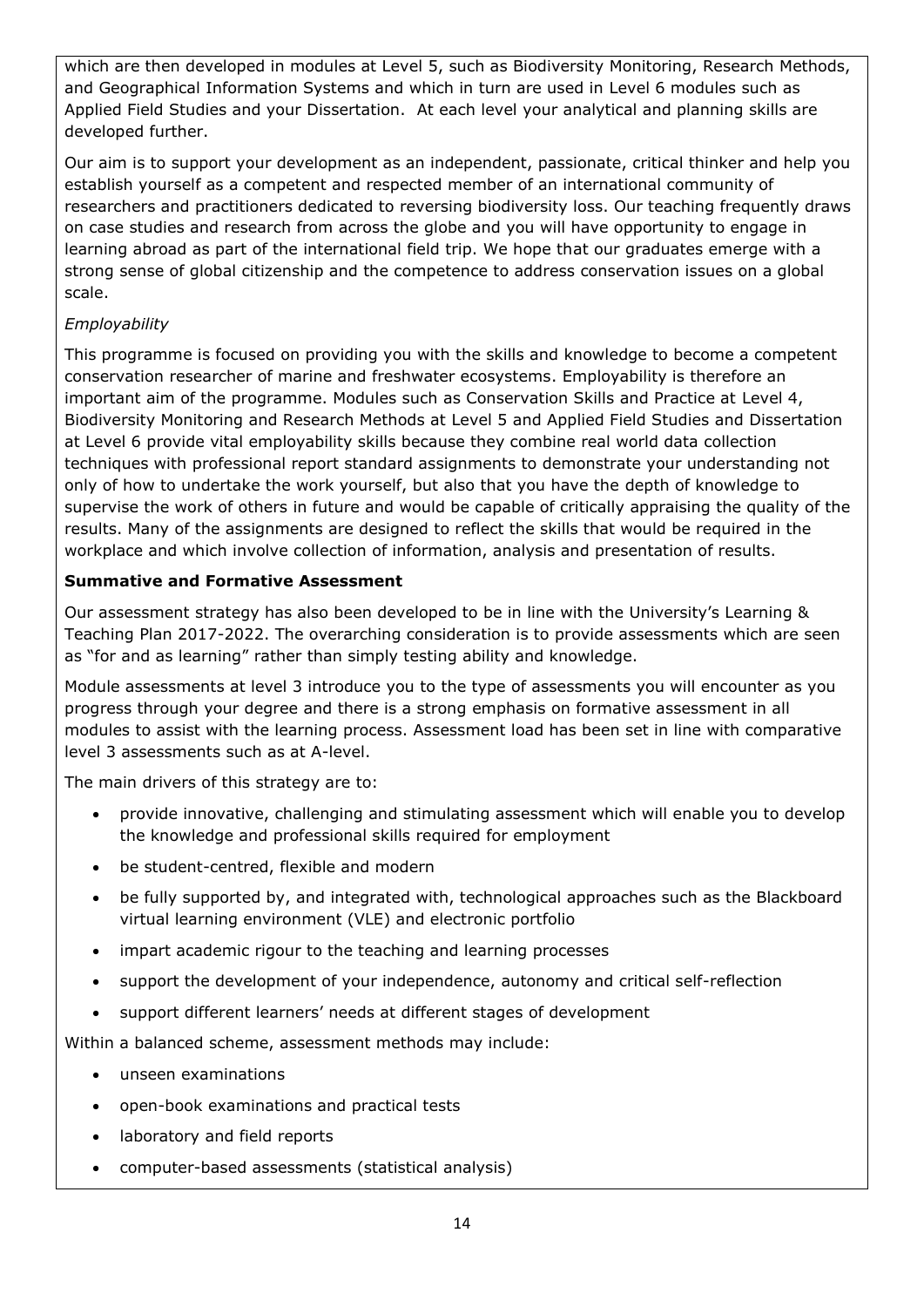which are then developed in modules at Level 5, such as Biodiversity Monitoring, Research Methods, and Geographical Information Systems and which in turn are used in Level 6 modules such as Applied Field Studies and your Dissertation. At each level your analytical and planning skills are developed further.

Our aim is to support your development as an independent, passionate, critical thinker and help you establish yourself as a competent and respected member of an international community of researchers and practitioners dedicated to reversing biodiversity loss. Our teaching frequently draws on case studies and research from across the globe and you will have opportunity to engage in learning abroad as part of the international field trip. We hope that our graduates emerge with a strong sense of global citizenship and the competence to address conservation issues on a global scale.

*Employability*

This programme is focused on providing you with the skills and knowledge to become a competent conservation researcher of marine and freshwater ecosystems. Employability is therefore an important aim of the programme. Modules such as Conservation Skills and Practice at Level 4, Biodiversity Monitoring and Research Methods at Level 5 and Applied Field Studies and Dissertation at Level 6 provide vital employability skills because they combine real world data collection techniques with professional report standard assignments to demonstrate your understanding not only of how to undertake the work yourself, but also that you have the depth of knowledge to supervise the work of others in future and would be capable of critically appraising the quality of the results. Many of the assignments are designed to reflect the skills that would be required in the workplace and which involve collection of information, analysis and presentation of results.

**Summative and Formative Assessment**

Our assessment strategy has also been developed to be in line with the University's Learning & Teaching Plan 2017-2022. The overarching consideration is to provide assessments which are seen as "for and as learning" rather than simply testing ability and knowledge.

Module assessments at level 3 introduce you to the type of assessments you will encounter as you progress through your degree and there is a strong emphasis on formative assessment in all modules to assist with the learning process. Assessment load has been set in line with comparative level 3 assessments such as at A-level.

The main drivers of this strategy are to:

- provide innovative, challenging and stimulating assessment which will enable you to develop the knowledge and professional skills required for employment
- be student-centred, flexible and modern
- be fully supported by, and integrated with, technological approaches such as the Blackboard virtual learning environment (VLE) and electronic portfolio
- impart academic rigour to the teaching and learning processes
- support the development of your independence, autonomy and critical self-reflection
- support different learners' needs at different stages of development

Within a balanced scheme, assessment methods may include:

- unseen examinations
- open-book examinations and practical tests
- laboratory and field reports
- computer-based assessments (statistical analysis)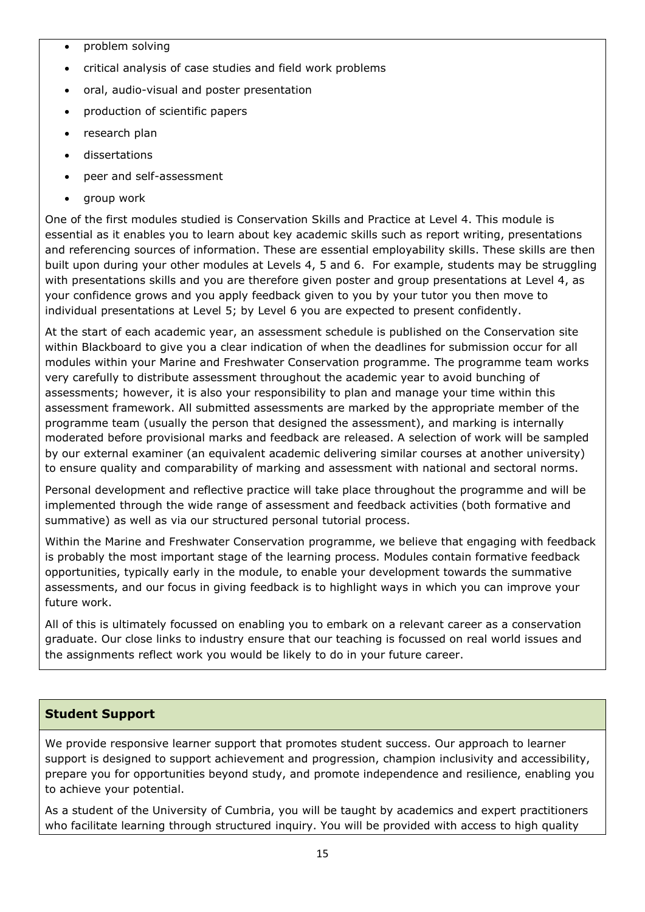- problem solving
- critical analysis of case studies and field work problems
- oral, audio-visual and poster presentation
- production of scientific papers
- research plan
- dissertations
- peer and self-assessment
- group work

One of the first modules studied is Conservation Skills and Practice at Level 4. This module is essential as it enables you to learn about key academic skills such as report writing, presentations and referencing sources of information. These are essential employability skills. These skills are then built upon during your other modules at Levels 4, 5 and 6. For example, students may be struggling with presentations skills and you are therefore given poster and group presentations at Level 4, as your confidence grows and you apply feedback given to you by your tutor you then move to individual presentations at Level 5; by Level 6 you are expected to present confidently.

At the start of each academic year, an assessment schedule is published on the Conservation site within Blackboard to give you a clear indication of when the deadlines for submission occur for all modules within your Marine and Freshwater Conservation programme. The programme team works very carefully to distribute assessment throughout the academic year to avoid bunching of assessments; however, it is also your responsibility to plan and manage your time within this assessment framework. All submitted assessments are marked by the appropriate member of the programme team (usually the person that designed the assessment), and marking is internally moderated before provisional marks and feedback are released. A selection of work will be sampled by our external examiner (an equivalent academic delivering similar courses at another university) to ensure quality and comparability of marking and assessment with national and sectoral norms.

Personal development and reflective practice will take place throughout the programme and will be implemented through the wide range of assessment and feedback activities (both formative and summative) as well as via our structured personal tutorial process.

Within the Marine and Freshwater Conservation programme, we believe that engaging with feedback is probably the most important stage of the learning process. Modules contain formative feedback opportunities, typically early in the module, to enable your development towards the summative assessments, and our focus in giving feedback is to highlight ways in which you can improve your future work.

All of this is ultimately focussed on enabling you to embark on a relevant career as a conservation graduate. Our close links to industry ensure that our teaching is focussed on real world issues and the assignments reflect work you would be likely to do in your future career.

## Student Support

We provide responsive learner support that promotes student success. Our approach to learner support is designed to support achievement and progression, champion inclusivity and accessibility, prepare you for opportunities beyond study, and promote independence and resilience, enabling you to achieve your potential.

As a student of the University of Cumbria, you will be taught by academics and expert practitioners who facilitate learning through structured inquiry. You will be provided with access to high quality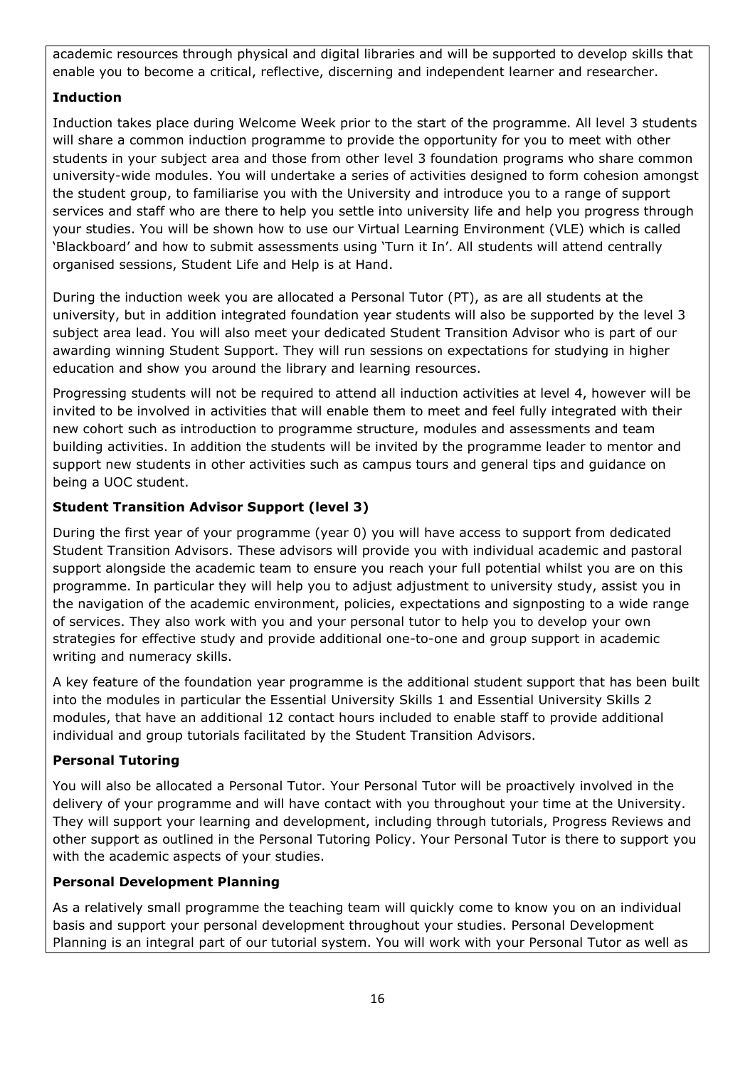academic resources through physical and digital libraries and will be supported to develop skills that enable you to become a critical, reflective, discerning and independent learner and researcher.

**Induction**

Induction takes place during Welcome Week prior to the start of the programme. All level 3 students will share a common induction programme to provide the opportunity for you to meet with other students in your subject area and those from other level 3 foundation programs who share common university-wide modules. You will undertake a series of activities designed to form cohesion amongst the student group, to familiarise you with the University and introduce you to a range of support services and staff who are there to help you settle into university life and help you progress through your studies. You will be shown how to use our Virtual Learning Environment (VLE) which is called 'Blackboard' and how to submit assessments using 'Turn it In'. All students will attend centrally organised sessions, Student Life and Help is at Hand.

During the induction week you are allocated a Personal Tutor (PT), as are all students at the university, but in addition integrated foundation year students will also be supported by the level 3 subject area lead. You will also meet your dedicated Student Transition Advisor who is part of our awarding winning Student Support. They will run sessions on expectations for studying in higher education and show you around the library and learning resources.

Progressing students will not be required to attend all induction activities at level 4, however will be invited to be involved in activities that will enable them to meet and feel fully integrated with their new cohort such as introduction to programme structure, modules and assessments and team building activities. In addition the students will be invited by the programme leader to mentor and support new students in other activities such as campus tours and general tips and guidance on being a UOC student.

**Student Transition Advisor Support (level 3)**

During the first year of your programme (year 0) you will have access to support from dedicated Student Transition Advisors. These advisors will provide you with individual academic and pastoral support alongside the academic team to ensure you reach your full potential whilst you are on this programme. In particular they will help you to adjust adjustment to university study, assist you in the navigation of the academic environment, policies, expectations and signposting to a wide range of services. They also work with you and your personal tutor to help you to develop your own strategies for effective study and provide additional one-to-one and group support in academic writing and numeracy skills.

A key feature of the foundation year programme is the additional student support that has been built into the modules in particular the Essential University Skills 1 and Essential University Skills 2 modules, that have an additional 12 contact hours included to enable staff to provide additional individual and group tutorials facilitated by the Student Transition Advisors.

**Personal Tutoring**

You will also be allocated a Personal Tutor. Your Personal Tutor will be proactively involved in the delivery of your programme and will have contact with you throughout your time at the University. They will support your learning and development, including through tutorials, Progress Reviews and other support as outlined in the Personal Tutoring Policy. Your Personal Tutor is there to support you with the academic aspects of your studies.

**Personal Development Planning**

As a relatively small programme the teaching team will quickly come to know you on an individual basis and support your personal development throughout your studies. Personal Development Planning is an integral part of our tutorial system. You will work with your Personal Tutor as well as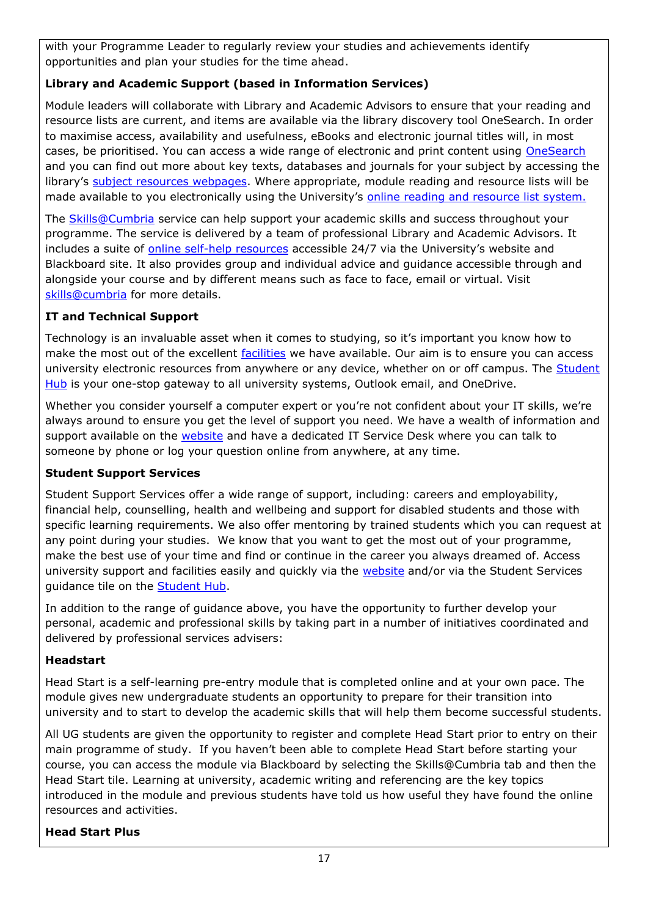with your Programme Leader to regularly review your studies and achievements identify opportunities and plan your studies for the time ahead.

**Library and Academic Support (based in Information Services)**

Module leaders will collaborate with Library and Academic Advisors to ensure that your reading and resource lists are current, and items are available via the library discovery tool OneSearch. In order to maximise access, availability and usefulness, eBooks and electronic journal titles will, in most cases, be prioritised. You can access a wide range of electronic and print content using OneSearch and you can find out more about key texts, databases and journals for your subject by accessing the library's subject resources webpages. Where appropriate, module reading and resource lists will be made available to you electronically using the University's online reading and resource list system.

The Skills@Cumbria service can help support your academic skills and success throughout your programme. The service is delivered by a team of professional Library and Academic Advisors. It includes a suite of online self-help resources accessible 24/7 via the University's website and Blackboard site. It also provides group and individual advice and guidance accessible through and alongside your course and by different means such as face to face, email or virtual. Visit skills@cumbria for more details.

**IT and Technical Support**

Technology is an invaluable asset when it comes to studying, so it's important you know how to make the most out of the excellent facilities we have available. Our aim is to ensure you can access university electronic resources from anywhere or any device, whether on or off campus. The Student Hub is your one-stop gateway to all university systems, Outlook email, and OneDrive.

Whether you consider yourself a computer expert or you're not confident about your IT skills, we're always around to ensure you get the level of support you need. We have a wealth of information and support available on the website and have a dedicated IT Service Desk where you can talk to someone by phone or log your question online from anywhere, at any time.

**Student Support Services**

Student Support Services offer a wide range of support, including: careers and employability, financial help, counselling, health and wellbeing and support for disabled students and those with specific learning requirements. We also offer mentoring by trained students which you can request at any point during your studies. We know that you want to get the most out of your programme, make the best use of your time and find or continue in the career you always dreamed of. Access university support and facilities easily and quickly via the website and/or via the Student Services guidance tile on the Student Hub.

In addition to the range of guidance above, you have the opportunity to further develop your personal, academic and professional skills by taking part in a number of initiatives coordinated and delivered by professional services advisers:

**Headstart**

Head Start is a self-learning pre-entry module that is completed online and at your own pace. The module gives new undergraduate students an opportunity to prepare for their transition into university and to start to develop the academic skills that will help them become successful students.

All UG students are given the opportunity to register and complete Head Start prior to entry on their main programme of study. If you haven't been able to complete Head Start before starting your course, you can access the module via Blackboard by selecting the Skills@Cumbria tab and then the Head Start tile. Learning at university, academic writing and referencing are the key topics introduced in the module and previous students have told us how useful they have found the online resources and activities.

**Head Start Plus**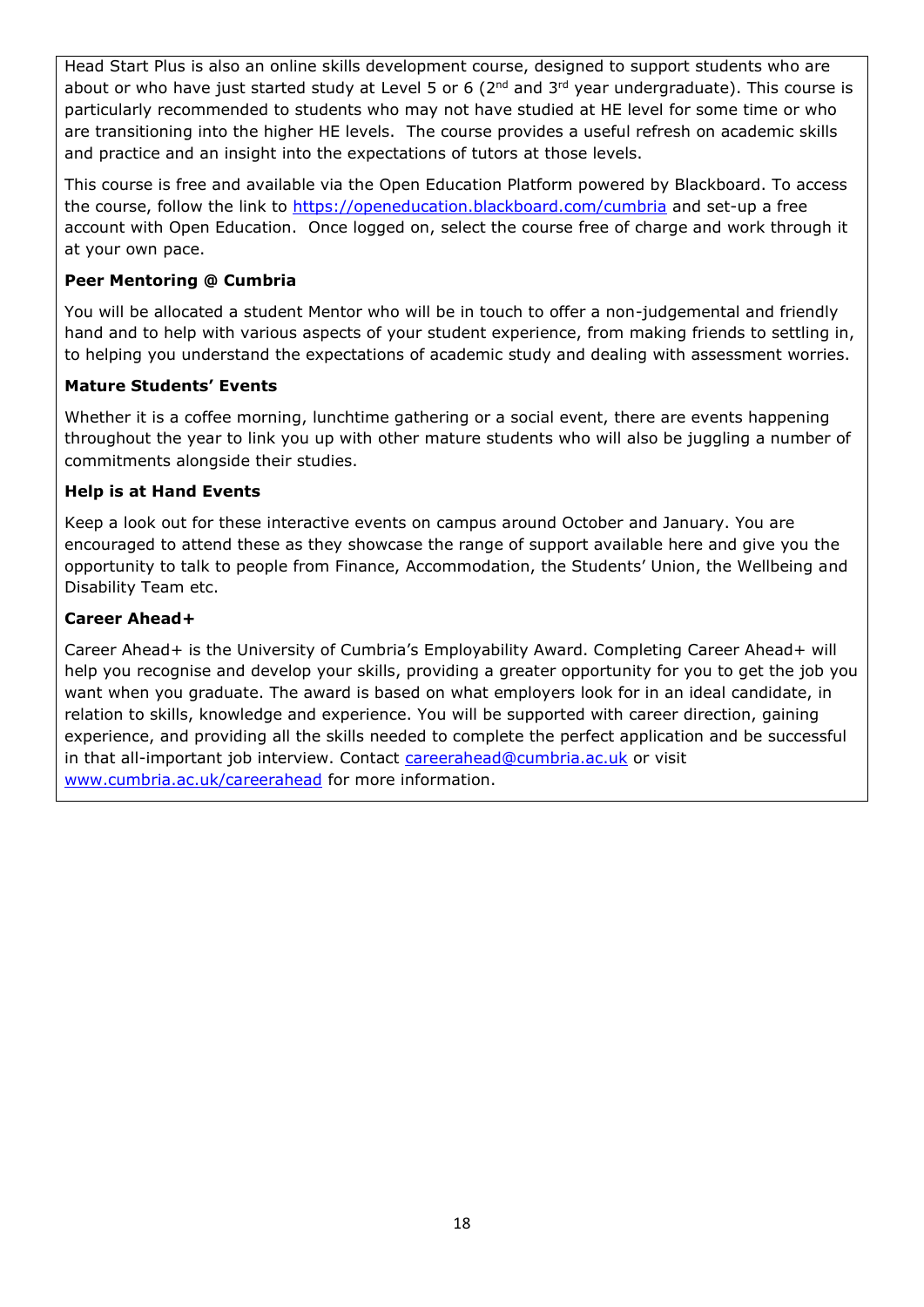Head Start Plus is also an online skills development course, designed to support students who are about or who have just started study at Level 5 or 6 (2nd and 3rd year undergraduate). This course is particularly recommended to students who may not have studied at HE level for some time or who are transitioning into the higher HE levels. The course provides a useful refresh on academic skills and practice and an insight into the expectations of tutors at those levels.

This course is free and available via the Open Education Platform powered by Blackboard. To access the course, follow the link to [https://openeducation.blackboard.com/cumbria](https://openeducation.blackboard.com/cumbria) and set-up a free account with Open Education. Once logged on, select the course free of charge and work through it at your own pace.

**Peer Mentoring @ Cumbria**

You will be allocated a student Mentor who will be in touch to offer a non-judgemental and friendly hand and to help with various aspects of your student experience, from making friends to settling in, to helping you understand the expectations of academic study and dealing with assessment worries.

**Mature Students' Events**

Whether it is a coffee morning, lunchtime gathering or a social event, there are events happening throughout the year to link you up with other mature students who will also be juggling a number of commitments alongside their studies.

**Help is at Hand Events**

Keep a look out for these interactive events on campus around October and January. You are encouraged to attend these as they showcase the range of support available here and give you the opportunity to talk to people from Finance, Accommodation, the Students' Union, the Wellbeing and Disability Team etc.

**Career Ahead+**

Career Ahead+ is the University of Cumbria's Employability Award. Completing Career Ahead+ will help you recognise and develop your skills, providing a greater opportunity for you to get the job you want when you graduate. The award is based on what employers look for in an ideal candidate, in relation to skills, knowledge and experience. You will be supported with career direction, gaining experience, and providing all the skills needed to complete the perfect application and be successful in that all-important job interview. Contact [careerahead@cumbria.ac.uk](mailto:careerahead@cumbria.ac.uk) or visit [www.cumbria.ac.uk/careerahead](http://www.cumbria.ac.uk/careerahead) for more information.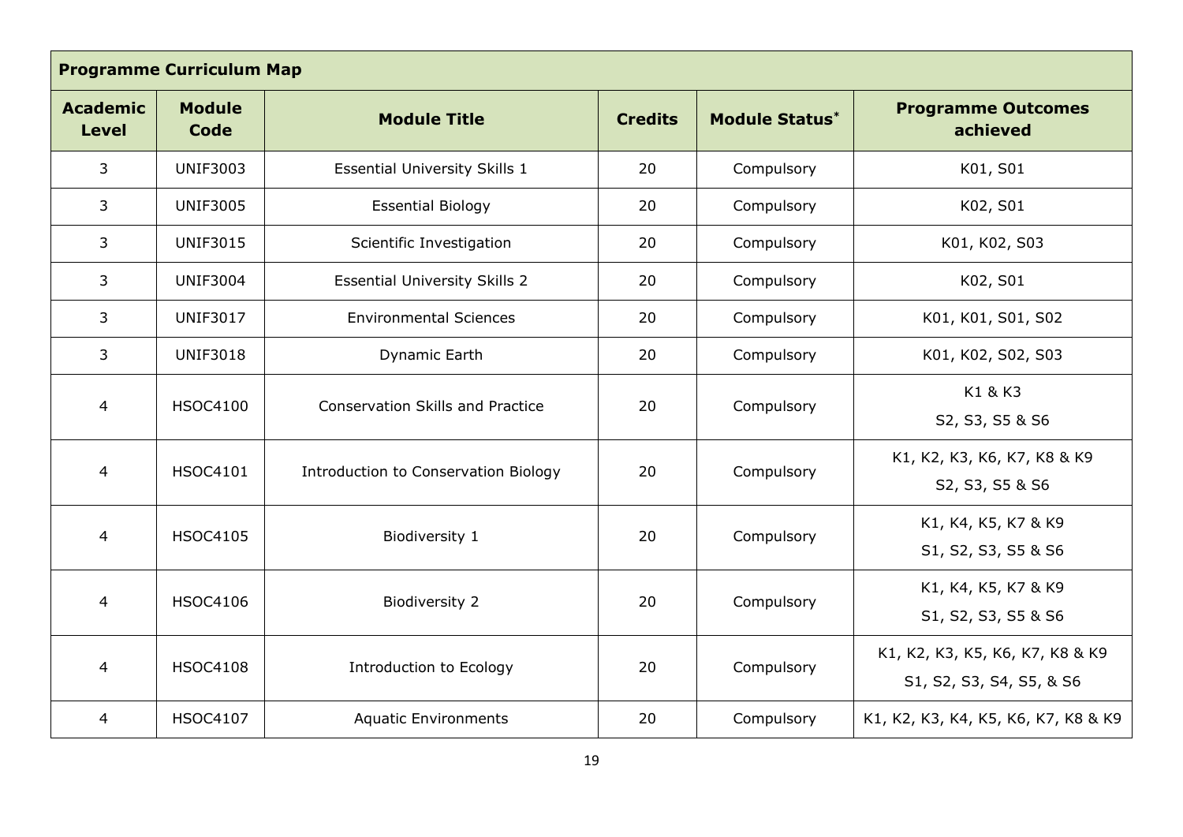| Programme Curriculum Map | | | | | |
|---|---|---|---|---|---|
| **Academic Level** | **Module Code** | **Module Title** | **Credits** | **Module Status*** | **Programme Outcomes achieved** |
| 3 | UNIF3003 | Essential University Skills 1 | 20 | Compulsory | K01, S01 |
| 3 | UNIF3005 | Essential Biology | 20 | Compulsory | K02, S01 |
| 3 | UNIF3015 | Scientific Investigation | 20 | Compulsory | K01, K02, S03 |
| 3 | UNIF3004 | Essential University Skills 2 | 20 | Compulsory | K02, S01 |
| 3 | UNIF3017 | Environmental Sciences | 20 | Compulsory | K01, K01, S01, S02 |
| 3 | UNIF3018 | Dynamic Earth | 20 | Compulsory | K01, K02, S02, S03 |
| 4 | HSOC4100 | Conservation Skills and Practice | 20 | Compulsory | K1 & K3<br>S2, S3, S5 & S6 |
| 4 | HSOC4101 | Introduction to Conservation Biology | 20 | Compulsory | K1, K2, K3, K6, K7, K8 & K9<br>S2, S3, S5 & S6 |
| 4 | HSOC4105 | Biodiversity 1 | 20 | Compulsory | K1, K4, K5, K7 & K9<br>S1, S2, S3, S5 & S6 |
| 4 | HSOC4106 | Biodiversity 2 | 20 | Compulsory | K1, K4, K5, K7 & K9<br>S1, S2, S3, S5 & S6 |
| 4 | HSOC4108 | Introduction to Ecology | 20 | Compulsory | K1, K2, K3, K5, K6, K7, K8 & K9<br>S1, S2, S3, S4, S5, & S6 |
| 4 | HSOC4107 | Aquatic Environments | 20 | Compulsory | K1, K2, K3, K4, K5, K6, K7, K8 & K9 |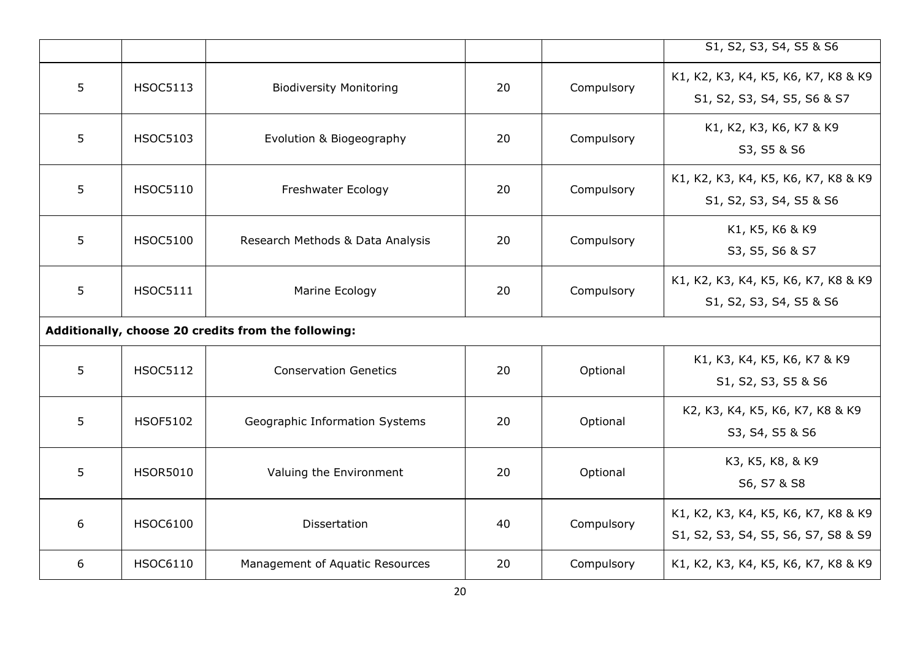| | | | | | |
|---|---|---|---|---|---|
| | | | | | S1, S2, S3, S4, S5 & S6 |
| 5 | HSOC5113 | Biodiversity Monitoring | 20 | Compulsory | K1, K2, K3, K4, K5, K6, K7, K8 & K9<br>S1, S2, S3, S4, S5, S6 & S7 |
| 5 | HSOC5103 | Evolution & Biogeography | 20 | Compulsory | K1, K2, K3, K6, K7 & K9<br>S3, S5 & S6 |
| 5 | HSOC5110 | Freshwater Ecology | 20 | Compulsory | K1, K2, K3, K4, K5, K6, K7, K8 & K9<br>S1, S2, S3, S4, S5 & S6 |
| 5 | HSOC5100 | Research Methods & Data Analysis | 20 | Compulsory | K1, K5, K6 & K9<br>S3, S5, S6 & S7 |
| 5 | HSOC5111 | Marine Ecology | 20 | Compulsory | K1, K2, K3, K4, K5, K6, K7, K8 & K9<br>S1, S2, S3, S4, S5 & S6 |
| **Additionally, choose 20 credits from the following:** | | | | | |
| 5 | HSOC5112 | Conservation Genetics | 20 | Optional | K1, K3, K4, K5, K6, K7 & K9<br>S1, S2, S3, S5 & S6 |
| 5 | HSOF5102 | Geographic Information Systems | 20 | Optional | K2, K3, K4, K5, K6, K7, K8 & K9<br>S3, S4, S5 & S6 |
| 5 | HSOR5010 | Valuing the Environment | 20 | Optional | K3, K5, K8, & K9<br>S6, S7 & S8 |
| 6 | HSOC6100 | Dissertation | 40 | Compulsory | K1, K2, K3, K4, K5, K6, K7, K8 & K9<br>S1, S2, S3, S4, S5, S6, S7, S8 & S9 |
| 6 | HSOC6110 | Management of Aquatic Resources | 20 | Compulsory | K1, K2, K3, K4, K5, K6, K7, K8 & K9 |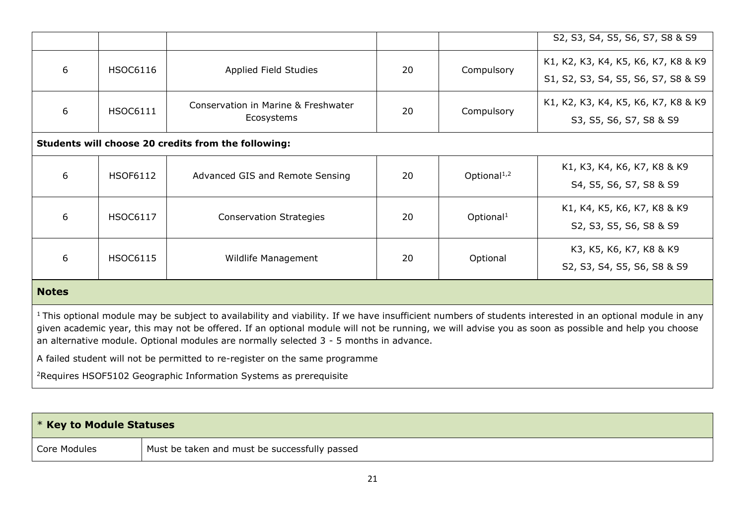| | | | | | |
|---|---|---|---|---|---|
| | | | | | S2, S3, S4, S5, S6, S7, S8 & S9 |
| 6 | HSOC6116 | Applied Field Studies | 20 | Compulsory | K1, K2, K3, K4, K5, K6, K7, K8 & K9<br>S1, S2, S3, S4, S5, S6, S7, S8 & S9 |
| 6 | HSOC6111 | Conservation in Marine & Freshwater Ecosystems | 20 | Compulsory | K1, K2, K3, K4, K5, K6, K7, K8 & K9<br>S3, S5, S6, S7, S8 & S9 |
| **Students will choose 20 credits from the following:** | | | | | |
| 6 | HSOF6112 | Advanced GIS and Remote Sensing | 20 | Optional[1,2] | K1, K3, K4, K6, K7, K8 & K9<br>S4, S5, S6, S7, S8 & S9 |
| 6 | HSOC6117 | Conservation Strategies | 20 | Optional[1] | K1, K4, K5, K6, K7, K8 & K9<br>S2, S3, S5, S6, S8 & S9 |
| 6 | HSOC6115 | Wildlife Management | 20 | Optional | K3, K5, K6, K7, K8 & K9<br>S2, S3, S4, S5, S6, S8 & S9 |

**Notes**

[1] This optional module may be subject to availability and viability. If we have insufficient numbers of students interested in an optional module in any given academic year, this may not be offered. If an optional module will not be running, we will advise you as soon as possible and help you choose an alternative module. Optional modules are normally selected 3 - 5 months in advance.

A failed student will not be permitted to re-register on the same programme

[2] Requires HSOF5102 Geographic Information Systems as prerequisite

| * **Key to Module Statuses** | |
|---|---|
| Core Modules | Must be taken and must be successfully passed |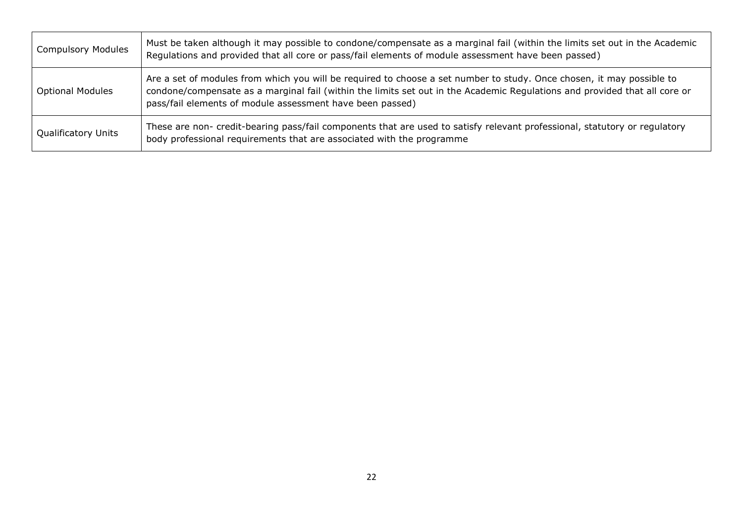| | |
|---|---|
| Compulsory Modules | Must be taken although it may possible to condone/compensate as a marginal fail (within the limits set out in the Academic Regulations and provided that all core or pass/fail elements of module assessment have been passed) |
| Optional Modules | Are a set of modules from which you will be required to choose a set number to study. Once chosen, it may possible to condone/compensate as a marginal fail (within the limits set out in the Academic Regulations and provided that all core or pass/fail elements of module assessment have been passed) |
| Qualificatory Units | These are non- credit-bearing pass/fail components that are used to satisfy relevant professional, statutory or regulatory body professional requirements that are associated with the programme |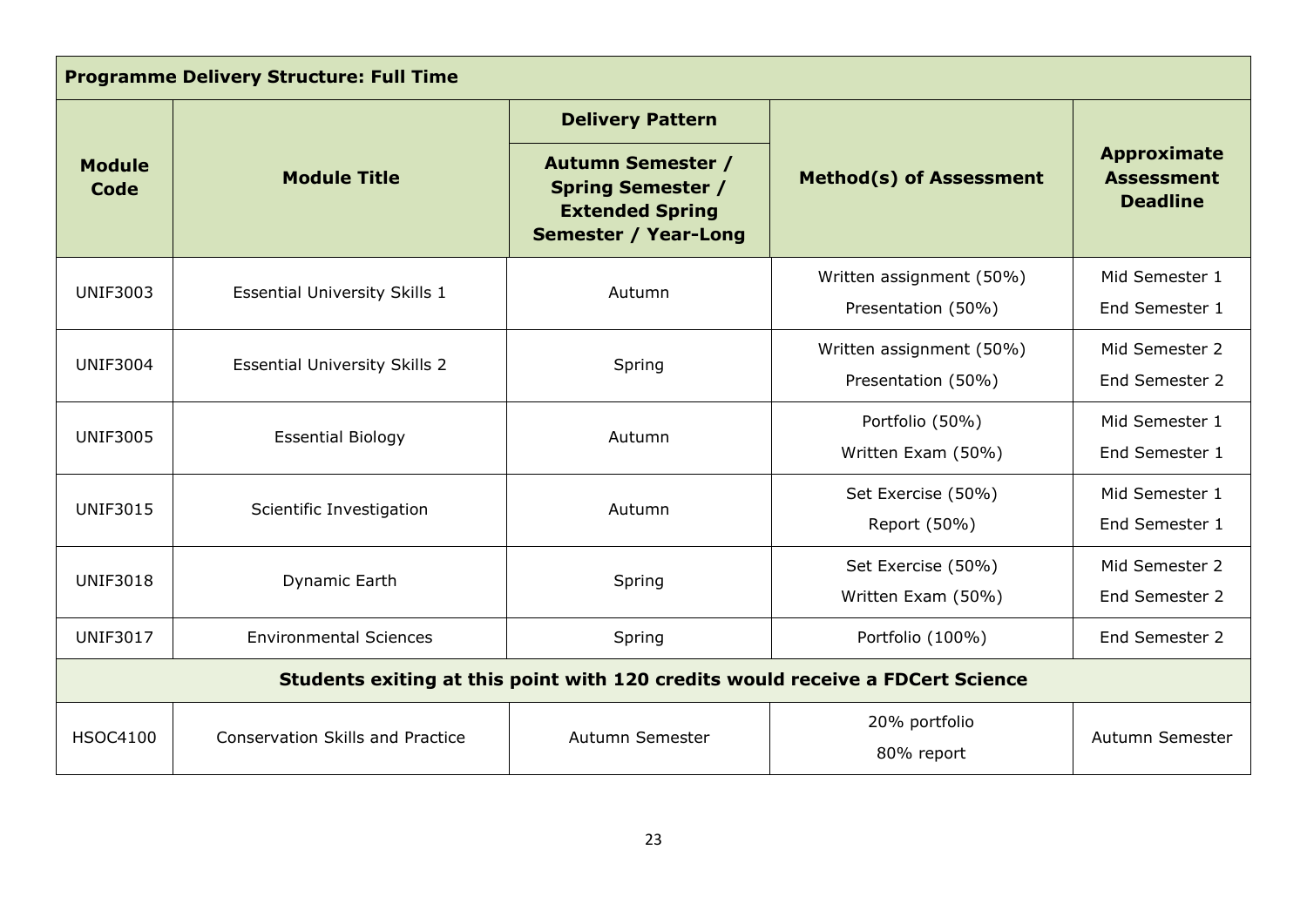| Programme Delivery Structure: Full Time | | | | |
|---|---|---|---|---|
| **Module Code** | **Module Title** | **Delivery Pattern**<br>**Autumn Semester / Spring Semester / Extended Spring Semester / Year-Long** | **Method(s) of Assessment** | **Approximate Assessment Deadline** |
| UNIF3003 | Essential University Skills 1 | Autumn | Written assignment (50%)<br>Presentation (50%) | Mid Semester 1<br>End Semester 1 |
| UNIF3004 | Essential University Skills 2 | Spring | Written assignment (50%)<br>Presentation (50%) | Mid Semester 2<br>End Semester 2 |
| UNIF3005 | Essential Biology | Autumn | Portfolio (50%)<br>Written Exam (50%) | Mid Semester 1<br>End Semester 1 |
| UNIF3015 | Scientific Investigation | Autumn | Set Exercise (50%)<br>Report (50%) | Mid Semester 1<br>End Semester 1 |
| UNIF3018 | Dynamic Earth | Spring | Set Exercise (50%)<br>Written Exam (50%) | Mid Semester 2<br>End Semester 2 |
| UNIF3017 | Environmental Sciences | Spring | Portfolio (100%) | End Semester 2 |
| **Students exiting at this point with 120 credits would receive a FDCert Science** | | | | |
| HSOC4100 | Conservation Skills and Practice | Autumn Semester | 20% portfolio<br>80% report | Autumn Semester |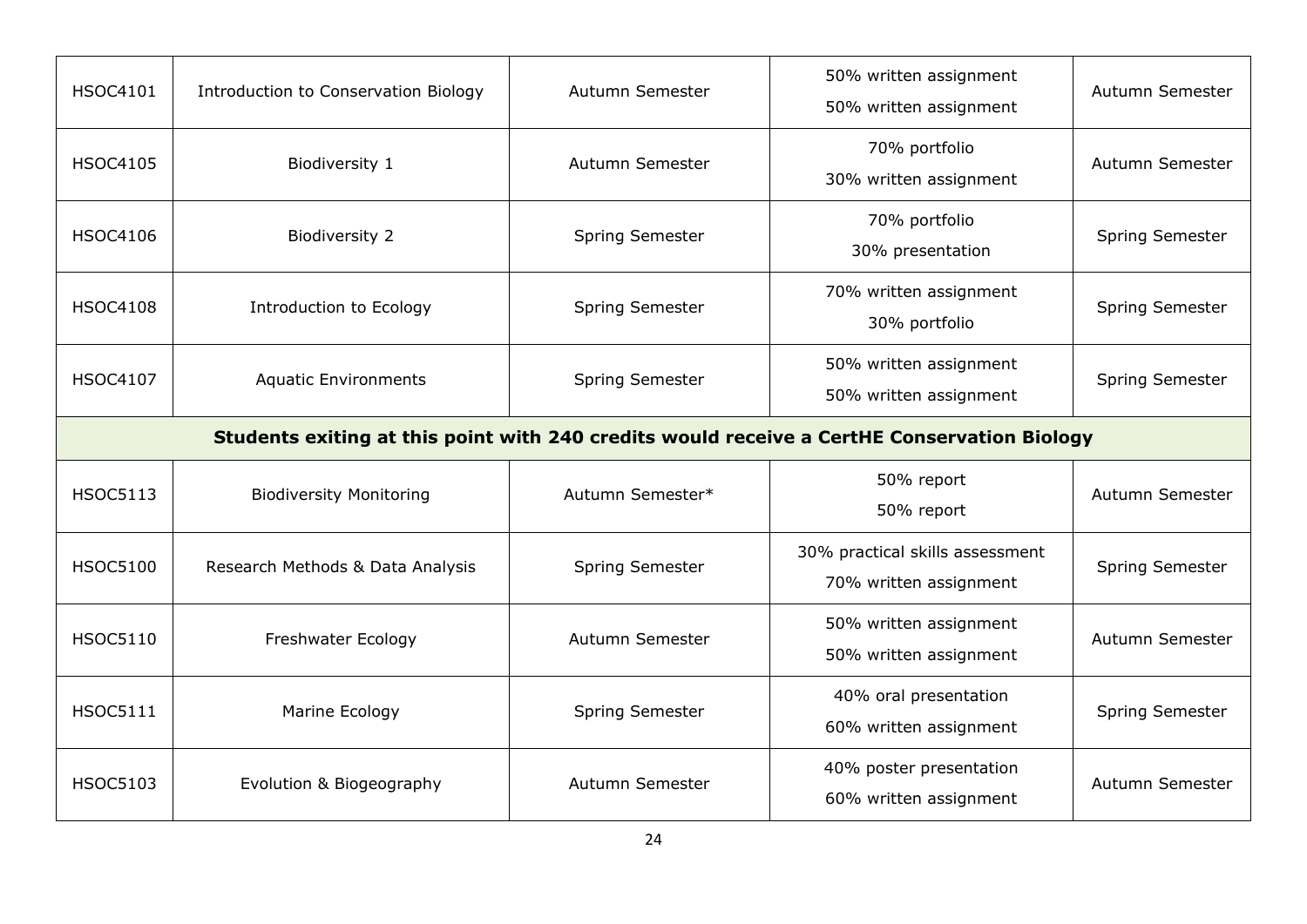| | | | | |
|---|---|---|---|---|
| HSOC4101 | Introduction to Conservation Biology | Autumn Semester | 50% written assignment<br>50% written assignment | Autumn Semester |
| HSOC4105 | Biodiversity 1 | Autumn Semester | 70% portfolio<br>30% written assignment | Autumn Semester |
| HSOC4106 | Biodiversity 2 | Spring Semester | 70% portfolio<br>30% presentation | Spring Semester |
| HSOC4108 | Introduction to Ecology | Spring Semester | 70% written assignment<br>30% portfolio | Spring Semester |
| HSOC4107 | Aquatic Environments | Spring Semester | 50% written assignment<br>50% written assignment | Spring Semester |
| **Students exiting at this point with 240 credits would receive a CertHE Conservation Biology** | | | | |
| HSOC5113 | Biodiversity Monitoring | Autumn Semester* | 50% report<br>50% report | Autumn Semester |
| HSOC5100 | Research Methods & Data Analysis | Spring Semester | 30% practical skills assessment<br>70% written assignment | Spring Semester |
| HSOC5110 | Freshwater Ecology | Autumn Semester | 50% written assignment<br>50% written assignment | Autumn Semester |
| HSOC5111 | Marine Ecology | Spring Semester | 40% oral presentation<br>60% written assignment | Spring Semester |
| HSOC5103 | Evolution & Biogeography | Autumn Semester | 40% poster presentation<br>60% written assignment | Autumn Semester |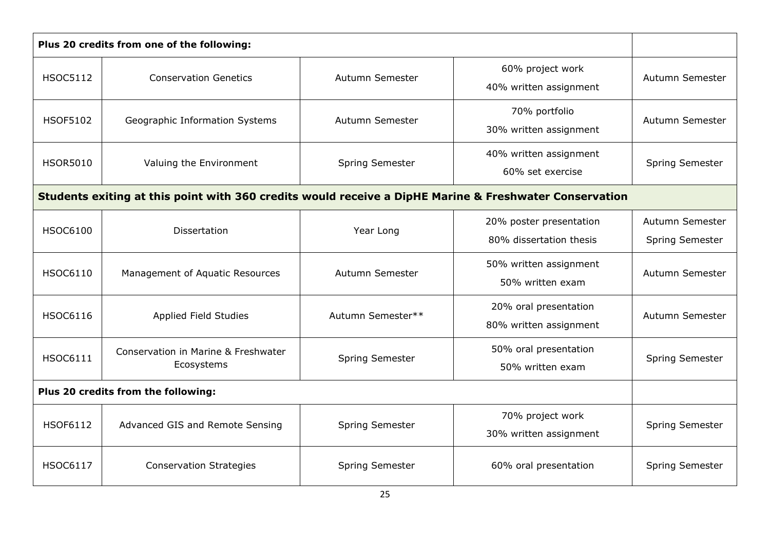| Plus 20 credits from one of the following: | | | | |
|---|---|---|---|---|
| HSOC5112 | Conservation Genetics | Autumn Semester | 60% project work<br>40% written assignment | Autumn Semester |
| HSOF5102 | Geographic Information Systems | Autumn Semester | 70% portfolio<br>30% written assignment | Autumn Semester |
| HSOR5010 | Valuing the Environment | Spring Semester | 40% written assignment<br>60% set exercise | Spring Semester |
| **Students exiting at this point with 360 credits would receive a DipHE Marine & Freshwater Conservation** | | | | |
| HSOC6100 | Dissertation | Year Long | 20% poster presentation<br>80% dissertation thesis | Autumn Semester<br>Spring Semester |
| HSOC6110 | Management of Aquatic Resources | Autumn Semester | 50% written assignment<br>50% written exam | Autumn Semester |
| HSOC6116 | Applied Field Studies | Autumn Semester** | 20% oral presentation<br>80% written assignment | Autumn Semester |
| HSOC6111 | Conservation in Marine & Freshwater Ecosystems | Spring Semester | 50% oral presentation<br>50% written exam | Spring Semester |
| **Plus 20 credits from the following:** | | | | |
| HSOF6112 | Advanced GIS and Remote Sensing | Spring Semester | 70% project work<br>30% written assignment | Spring Semester |
| HSOC6117 | Conservation Strategies | Spring Semester | 60% oral presentation | Spring Semester |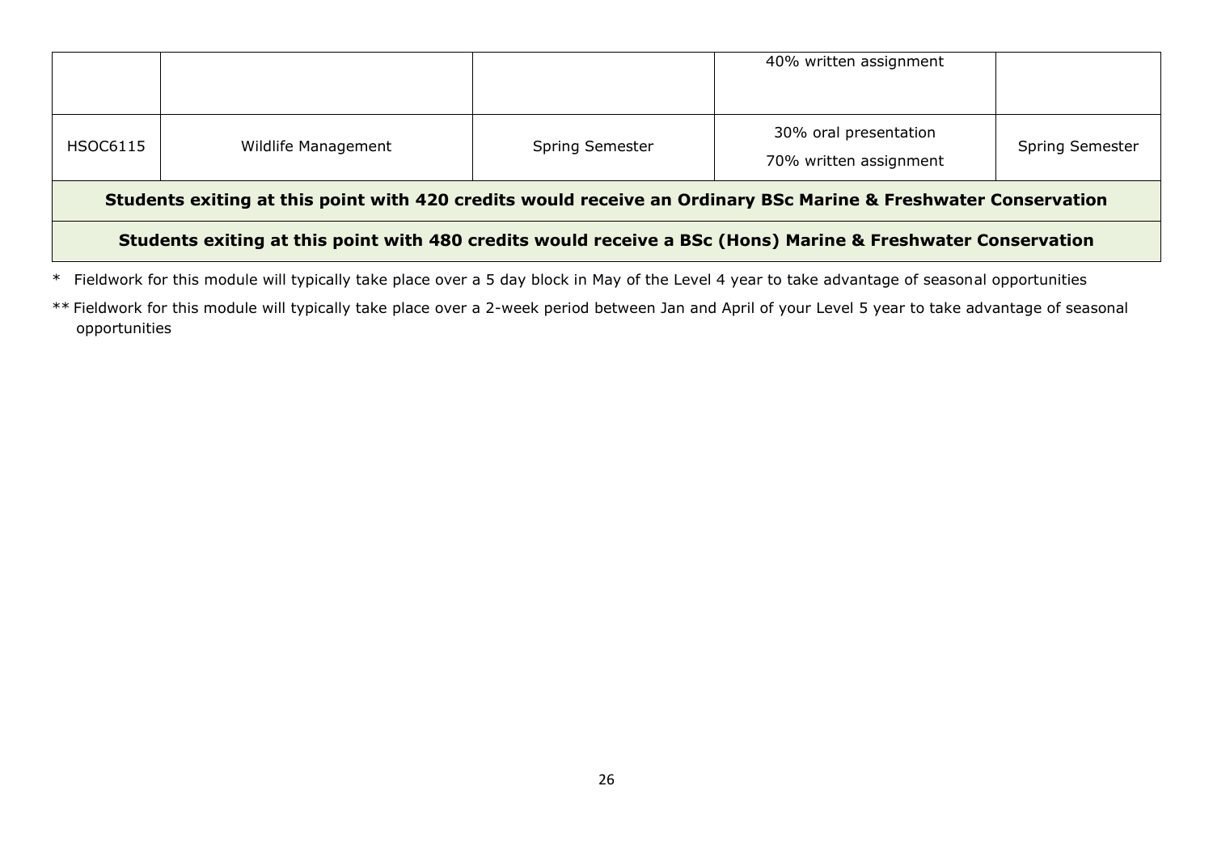| | | | | |
|---|---|---|---|---|
| | | | 40% written assignment | |
| HSOC6115 | Wildlife Management | Spring Semester | 30% oral presentation<br>70% written assignment | Spring Semester |
| **Students exiting at this point with 420 credits would receive an Ordinary BSc Marine & Freshwater Conservation** | | | | |
| **Students exiting at this point with 480 credits would receive a BSc (Hons) Marine & Freshwater Conservation** | | | | |

* Fieldwork for this module will typically take place over a 5 day block in May of the Level 4 year to take advantage of seasonal opportunities

** Fieldwork for this module will typically take place over a 2-week period between Jan and April of your Level 5 year to take advantage of seasonal opportunities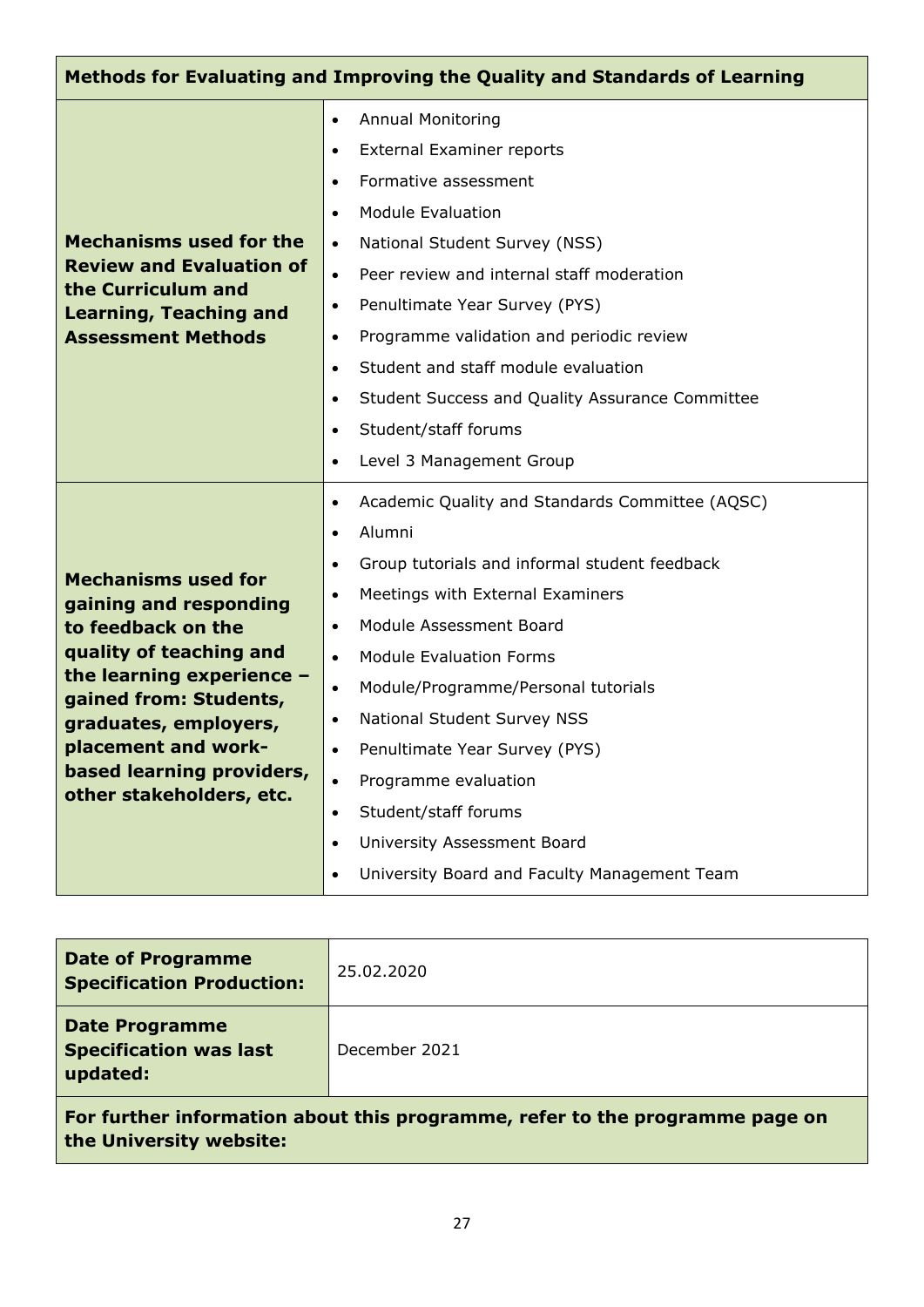| Methods for Evaluating and Improving the Quality and Standards of Learning | |
|---|---|
| **Mechanisms used for the Review and Evaluation of the Curriculum and Learning, Teaching and Assessment Methods** | • Annual Monitoring<br>• External Examiner reports<br>• Formative assessment<br>• Module Evaluation<br>• National Student Survey (NSS)<br>• Peer review and internal staff moderation<br>• Penultimate Year Survey (PYS)<br>• Programme validation and periodic review<br>• Student and staff module evaluation<br>• Student Success and Quality Assurance Committee<br>• Student/staff forums<br>• Level 3 Management Group |
| **Mechanisms used for gaining and responding to feedback on the quality of teaching and the learning experience – gained from: Students, graduates, employers, placement and work-based learning providers, other stakeholders, etc.** | • Academic Quality and Standards Committee (AQSC)<br>• Alumni<br>• Group tutorials and informal student feedback<br>• Meetings with External Examiners<br>• Module Assessment Board<br>• Module Evaluation Forms<br>• Module/Programme/Personal tutorials<br>• National Student Survey NSS<br>• Penultimate Year Survey (PYS)<br>• Programme evaluation<br>• Student/staff forums<br>• University Assessment Board<br>• University Board and Faculty Management Team |

| **Date of Programme Specification Production:** | 25.02.2020 |
|---|---|
| **Date Programme Specification was last updated:** | December 2021 |
| **For further information about this programme, refer to the programme page on the University website:** | |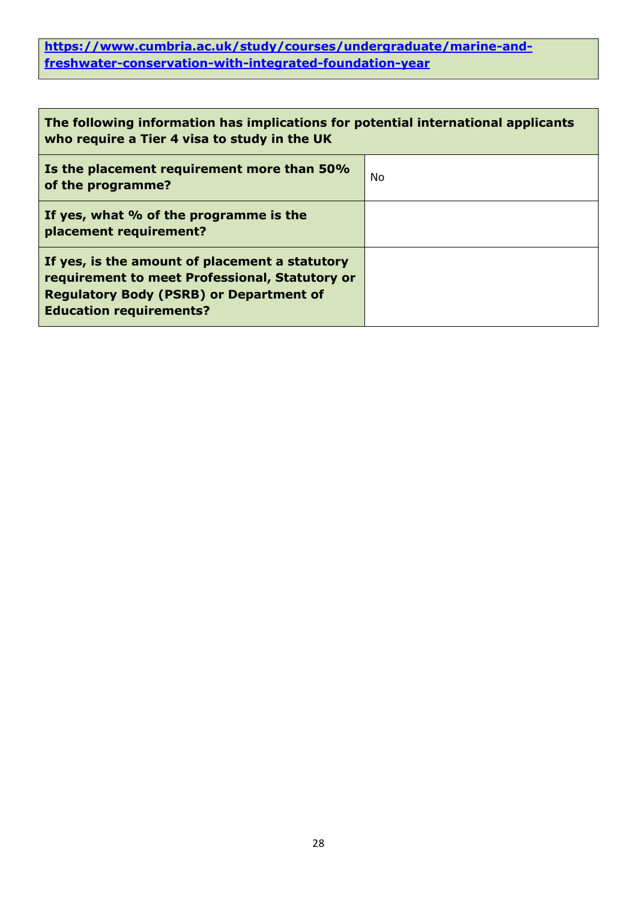https://www.cumbria.ac.uk/study/courses/undergraduate/marine-and-freshwater-conservation-with-integrated-foundation-year

| **The following information has implications for potential international applicants who require a Tier 4 visa to study in the UK** | |
|---|---|
| **Is the placement requirement more than 50% of the programme?** | No |
| **If yes, what % of the programme is the placement requirement?** | |
| **If yes, is the amount of placement a statutory requirement to meet Professional, Statutory or Regulatory Body (PSRB) or Department of Education requirements?** | |